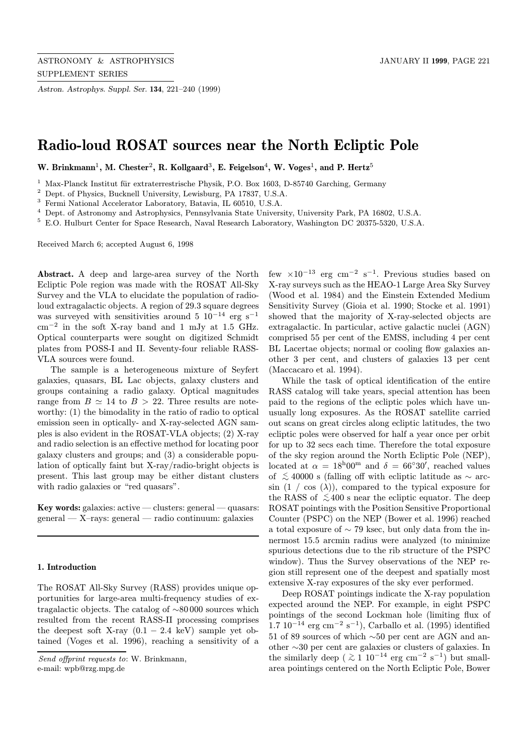# Radio-loud ROSAT sources near the North Ecliptic Pole

**W. Brinkmann[1], M. Chester[2], R. Kollgaard[3], E. Feigelson[4], W. Voges[1], and P. Hertz[5]**

[1] Max-Planck Institut für extraterrestrische Physik, P.O. Box 1603, D-85740 Garching, Germany
[2] Dept. of Physics, Bucknell University, Lewisburg, PA 17837, U.S.A.
[3] Fermi National Accelerator Laboratory, Batavia, IL 60510, U.S.A.
[4] Dept. of Astronomy and Astrophysics, Pennsylvania State University, University Park, PA 16802, U.S.A.
[5] E.O. Hulburt Center for Space Research, Naval Research Laboratory, Washington DC 20375-5320, U.S.A.

Received March 6; accepted August 6, 1998

**Abstract.** A deep and large-area survey of the North Ecliptic Pole region was made with the ROSAT All-Sky Survey and the VLA to elucidate the population of radio-loud extragalactic objects. A region of 29.3 square degrees was surveyed with sensitivities around 5 $10^{-14}$ erg $s^{-1}$ $cm^{-2}$ in the soft X-ray band and 1 mJy at 1.5 GHz. Optical counterparts were sought on digitized Schmidt plates from POSS-I and II. Seventy-four reliable RASS-VLA sources were found.

The sample is a heterogeneous mixture of Seyfert galaxies, quasars, BL Lac objects, galaxy clusters and groups containing a radio galaxy. Optical magnitudes range from $B \simeq 14$ to $B > 22$. Three results are noteworthy: (1) the bimodality in the ratio of radio to optical emission seen in optically- and X-ray-selected AGN samples is also evident in the ROSAT-VLA objects; (2) X-ray and radio selection is an effective method for locating poor galaxy clusters and groups; and (3) a considerable population of optically faint but X-ray/radio-bright objects is present. This last group may be either distant clusters with radio galaxies or "red quasars".

**Key words:** galaxies: active — clusters: general — quasars: general — X–rays: general — radio continuum: galaxies

*Send offprint requests to*: W. Brinkmann,
e-mail: wpb@rzg.mpg.de

## 1. Introduction

The ROSAT All-Sky Survey (RASS) provides unique opportunities for large-area multi-frequency studies of extragalactic objects. The catalog of ∼80 000 sources which resulted from the recent RASS-II processing comprises the deepest soft X-ray (0.1 − 2.4 keV) sample yet obtained (Voges et al. 1996), reaching a sensitivity of a few $\times 10^{-13}$ erg $cm^{-2}$ $s^{-1}$. Previous studies based on X-ray surveys such as the HEAO-1 Large Area Sky Survey (Wood et al. 1984) and the Einstein Extended Medium Sensitivity Survey (Gioia et al. 1990; Stocke et al. 1991) showed that the majority of X-ray-selected objects are extragalactic. In particular, active galactic nuclei (AGN) comprised 55 per cent of the EMSS, including 4 per cent BL Lacertae objects; normal or cooling flow galaxies another 3 per cent, and clusters of galaxies 13 per cent (Maccacaro et al. 1994).

While the task of optical identification of the entire RASS catalog will take years, special attention has been paid to the regions of the ecliptic poles which have unusually long exposures. As the ROSAT satellite carried out scans on great circles along ecliptic latitudes, the two ecliptic poles were observed for half a year once per orbit for up to 32 secs each time. Therefore the total exposure of the sky region around the North Ecliptic Pole (NEP), located at $\alpha = 18^{\rm h}00^{\rm m}$ and $\delta = 66°30'$, reached values of $\lesssim 40000$ s (falling off with ecliptic latitude as ∼ arcsin (1 / cos (λ)), compared to the typical exposure for the RASS of $\lesssim 400$ s near the ecliptic equator. The deep ROSAT pointings with the Position Sensitive Proportional Counter (PSPC) on the NEP (Bower et al. 1996) reached a total exposure of ∼ 79 ksec, but only data from the innermost 15.5 arcmin radius were analyzed (to minimize spurious detections due to the rib structure of the PSPC window). Thus the Survey observations of the NEP region still represent one of the deepest and spatially most extensive X-ray exposures of the sky ever performed.

Deep ROSAT pointings indicate the X-ray population expected around the NEP. For example, in eight PSPC pointings of the second Lockman hole (limiting flux of 1.7 $10^{-14}$ erg $cm^{-2}$ $s^{-1}$), Carballo et al. (1995) identified 51 of 89 sources of which ∼50 per cent are AGN and another ∼30 per cent are galaxies or clusters of galaxies. In the similarly deep ( $\gtrsim 1$ $10^{-14}$ erg $cm^{-2}$ $s^{-1}$) but small-area pointings centered on the North Ecliptic Pole, Bower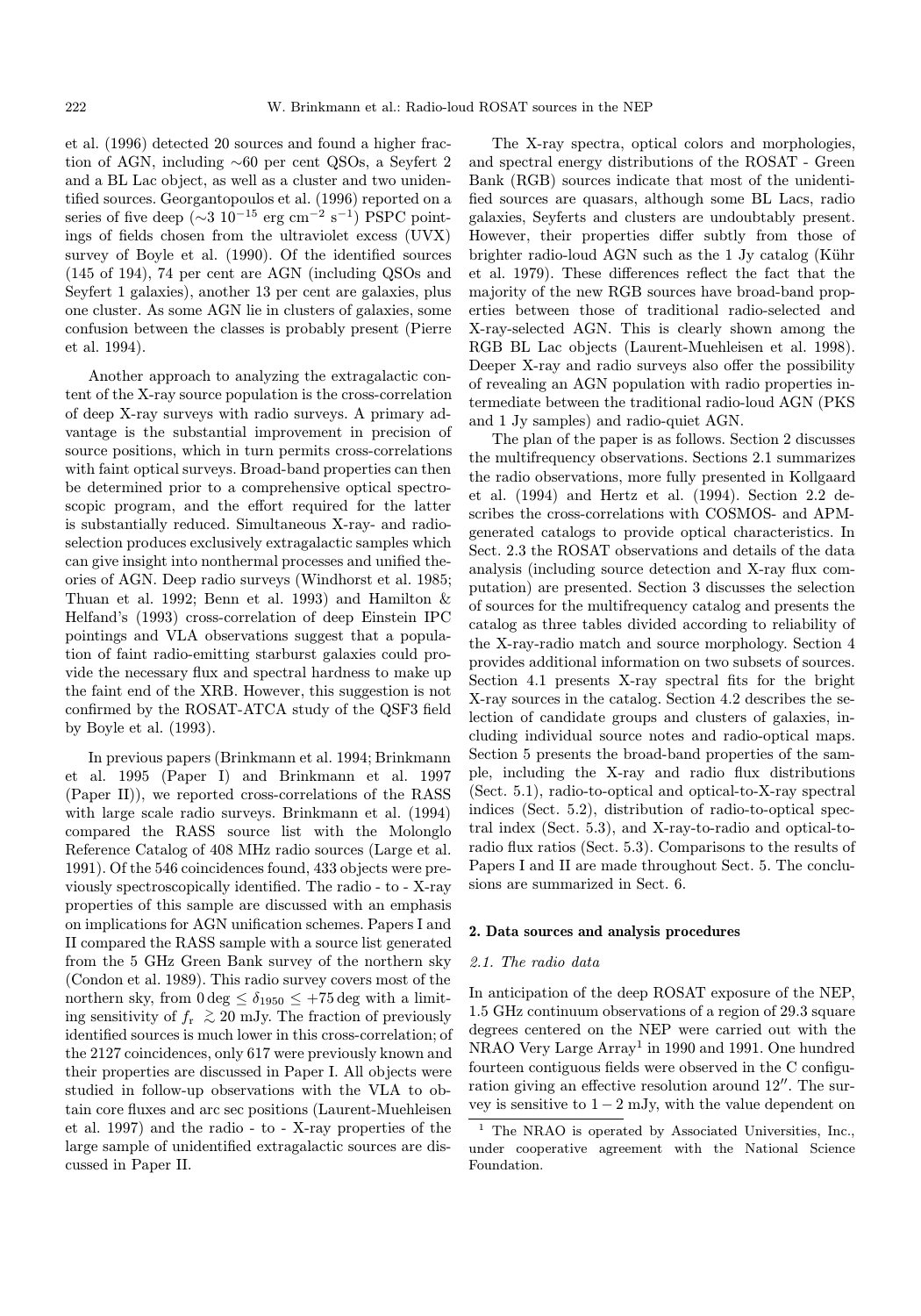et al. (1996) detected 20 sources and found a higher fraction of AGN, including ∼60 per cent QSOs, a Seyfert 2 and a BL Lac object, as well as a cluster and two unidentified sources. Georgantopoulos et al. (1996) reported on a series of five deep (∼3 $10^{-15}$ erg cm$^{-2}$ s$^{-1}$) PSPC pointings of fields chosen from the ultraviolet excess (UVX) survey of Boyle et al. (1990). Of the identified sources (145 of 194), 74 per cent are AGN (including QSOs and Seyfert 1 galaxies), another 13 per cent are galaxies, plus one cluster. As some AGN lie in clusters of galaxies, some confusion between the classes is probably present (Pierre et al. 1994).

Another approach to analyzing the extragalactic content of the X-ray source population is the cross-correlation of deep X-ray surveys with radio surveys. A primary advantage is the substantial improvement in precision of source positions, which in turn permits cross-correlations with faint optical surveys. Broad-band properties can then be determined prior to a comprehensive optical spectroscopic program, and the effort required for the latter is substantially reduced. Simultaneous X-ray- and radio-selection produces exclusively extragalactic samples which can give insight into nonthermal processes and unified theories of AGN. Deep radio surveys (Windhorst et al. 1985; Thuan et al. 1992; Benn et al. 1993) and Hamilton & Helfand's (1993) cross-correlation of deep Einstein IPC pointings and VLA observations suggest that a population of faint radio-emitting starburst galaxies could provide the necessary flux and spectral hardness to make up the faint end of the XRB. However, this suggestion is not confirmed by the ROSAT-ATCA study of the QSF3 field by Boyle et al. (1993).

In previous papers (Brinkmann et al. 1994; Brinkmann et al. 1995 (Paper I) and Brinkmann et al. 1997 (Paper II)), we reported cross-correlations of the RASS with large scale radio surveys. Brinkmann et al. (1994) compared the RASS source list with the Molonglo Reference Catalog of 408 MHz radio sources (Large et al. 1991). Of the 546 coincidences found, 433 objects were previously spectroscopically identified. The radio - to - X-ray properties of this sample are discussed with an emphasis on implications for AGN unification schemes. Papers I and II compared the RASS sample with a source list generated from the 5 GHz Green Bank survey of the northern sky (Condon et al. 1989). This radio survey covers most of the northern sky, from $0\deg \leq \delta_{1950} \leq +75\deg$ with a limiting sensitivity of $f_{\rm r} \gtrsim 20$ mJy. The fraction of previously identified sources is much lower in this cross-correlation; of the 2127 coincidences, only 617 were previously known and their properties are discussed in Paper I. All objects were studied in follow-up observations with the VLA to obtain core fluxes and arc sec positions (Laurent-Muehleisen et al. 1997) and the radio - to - X-ray properties of the large sample of unidentified extragalactic sources are discussed in Paper II.

The X-ray spectra, optical colors and morphologies, and spectral energy distributions of the ROSAT - Green Bank (RGB) sources indicate that most of the unidentified sources are quasars, although some BL Lacs, radio galaxies, Seyferts and clusters are undoubtably present. However, their properties differ subtly from those of brighter radio-loud AGN such as the 1 Jy catalog (Kühr et al. 1979). These differences reflect the fact that the majority of the new RGB sources have broad-band properties between those of traditional radio-selected and X-ray-selected AGN. This is clearly shown among the RGB BL Lac objects (Laurent-Muehleisen et al. 1998). Deeper X-ray and radio surveys also offer the possibility of revealing an AGN population with radio properties intermediate between the traditional radio-loud AGN (PKS and 1 Jy samples) and radio-quiet AGN.

The plan of the paper is as follows. Section 2 discusses the multifrequency observations. Sections 2.1 summarizes the radio observations, more fully presented in Kollgaard et al. (1994) and Hertz et al. (1994). Section 2.2 describes the cross-correlations with COSMOS- and APM-generated catalogs to provide optical characteristics. In Sect. 2.3 the ROSAT observations and details of the data analysis (including source detection and X-ray flux computation) are presented. Section 3 discusses the selection of sources for the multifrequency catalog and presents the catalog as three tables divided according to reliability of the X-ray-radio match and source morphology. Section 4 provides additional information on two subsets of sources. Section 4.1 presents X-ray spectral fits for the bright X-ray sources in the catalog. Section 4.2 describes the selection of candidate groups and clusters of galaxies, including individual source notes and radio-optical maps. Section 5 presents the broad-band properties of the sample, including the X-ray and radio flux distributions (Sect. 5.1), radio-to-optical and optical-to-X-ray spectral indices (Sect. 5.2), distribution of radio-to-optical spectral index (Sect. 5.3), and X-ray-to-radio and optical-to-radio flux ratios (Sect. 5.3). Comparisons to the results of Papers I and II are made throughout Sect. 5. The conclusions are summarized in Sect. 6.

## 2. Data sources and analysis procedures

### 2.1. The radio data

In anticipation of the deep ROSAT exposure of the NEP, 1.5 GHz continuum observations of a region of 29.3 square degrees centered on the NEP were carried out with the NRAO Very Large Array[1] in 1990 and 1991. One hundred fourteen contiguous fields were observed in the C configuration giving an effective resolution around 12″. The survey is sensitive to $1-2$ mJy, with the value dependent on

[1] The NRAO is operated by Associated Universities, Inc., under cooperative agreement with the National Science Foundation.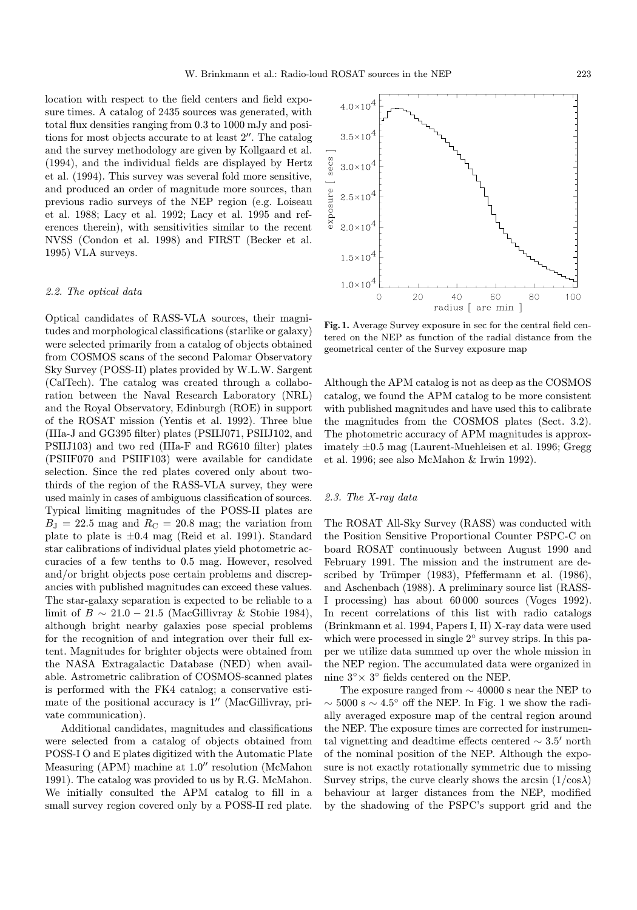location with respect to the field centers and field exposure times. A catalog of 2435 sources was generated, with total flux densities ranging from 0.3 to 1000 mJy and positions for most objects accurate to at least 2″. The catalog and the survey methodology are given by Kollgaard et al. (1994), and the individual fields are displayed by Hertz et al. (1994). This survey was several fold more sensitive, and produced an order of magnitude more sources, than previous radio surveys of the NEP region (e.g. Loiseau et al. 1988; Lacy et al. 1992; Lacy et al. 1995 and references therein), with sensitivities similar to the recent NVSS (Condon et al. 1998) and FIRST (Becker et al. 1995) VLA surveys.

### 2.2. The optical data

Optical candidates of RASS-VLA sources, their magnitudes and morphological classifications (starlike or galaxy) were selected primarily from a catalog of objects obtained from COSMOS scans of the second Palomar Observatory Sky Survey (POSS-II) plates provided by W.L.W. Sargent (CalTech). The catalog was created through a collaboration between the Naval Research Laboratory (NRL) and the Royal Observatory, Edinburgh (ROE) in support of the ROSAT mission (Yentis et al. 1992). Three blue (IIIa-J and GG395 filter) plates (PSIIJ071, PSIIJ102, and PSIIJ103) and two red (IIIa-F and RG610 filter) plates (PSIIF070 and PSIIF103) were available for candidate selection. Since the red plates covered only about two-thirds of the region of the RASS-VLA survey, they were used mainly in cases of ambiguous classification of sources. Typical limiting magnitudes of the POSS-II plates are $B_{\rm J}$ = 22.5 mag and $R_{\rm C}$ = 20.8 mag; the variation from plate to plate is ±0.4 mag (Reid et al. 1991). Standard star calibrations of individual plates yield photometric accuracies of a few tenths to 0.5 mag. However, resolved and/or bright objects pose certain problems and discrepancies with published magnitudes can exceed these values. The star-galaxy separation is expected to be reliable to a limit of $B \sim 21.0 - 21.5$ (MacGillivray & Stobie 1984), although bright nearby galaxies pose special problems for the recognition of and integration over their full extent. Magnitudes for brighter objects were obtained from the NASA Extragalactic Database (NED) when available. Astrometric calibration of COSMOS-scanned plates is performed with the FK4 catalog; a conservative estimate of the positional accuracy is 1″ (MacGillivray, private communication).

Additional candidates, magnitudes and classifications were selected from a catalog of objects obtained from POSS-I O and E plates digitized with the Automatic Plate Measuring (APM) machine at 1.0″ resolution (McMahon 1991). The catalog was provided to us by R.G. McMahon. We initially consulted the APM catalog to fill in a small survey region covered only by a POSS-II red plate. Although the APM catalog is not as deep as the COSMOS catalog, we found the APM catalog to be more consistent with published magnitudes and have used this to calibrate the magnitudes from the COSMOS plates (Sect. 3.2). The photometric accuracy of APM magnitudes is approximately ±0.5 mag (Laurent-Muehleisen et al. 1996; Gregg et al. 1996; see also McMahon & Irwin 1992).

**Fig. 1.** Average Survey exposure in sec for the central field centered on the NEP as function of the radial distance from the geometrical center of the Survey exposure map

### 2.3. The X-ray data

The ROSAT All-Sky Survey (RASS) was conducted with the Position Sensitive Proportional Counter PSPC-C on board ROSAT continuously between August 1990 and February 1991. The mission and the instrument are described by Trümper (1983), Pfeffermann et al. (1986), and Aschenbach (1988). A preliminary source list (RASS-I processing) has about 60 000 sources (Voges 1992). In recent correlations of this list with radio catalogs (Brinkmann et al. 1994, Papers I, II) X-ray data were used which were processed in single 2° survey strips. In this paper we utilize data summed up over the whole mission in the NEP region. The accumulated data were organized in nine 3°× 3° fields centered on the NEP.

The exposure ranged from ∼ 40000 s near the NEP to ∼ 5000 s ∼ 4.5° off the NEP. In Fig. 1 we show the radially averaged exposure map of the central region around the NEP. The exposure times are corrected for instrumental vignetting and deadtime effects centered ∼ 3.5′ north of the nominal position of the NEP. Although the exposure is not exactly rotationally symmetric due to missing Survey strips, the curve clearly shows the arcsin $(1/\cos\lambda)$ behaviour at larger distances from the NEP, modified by the shadowing of the PSPC's support grid and the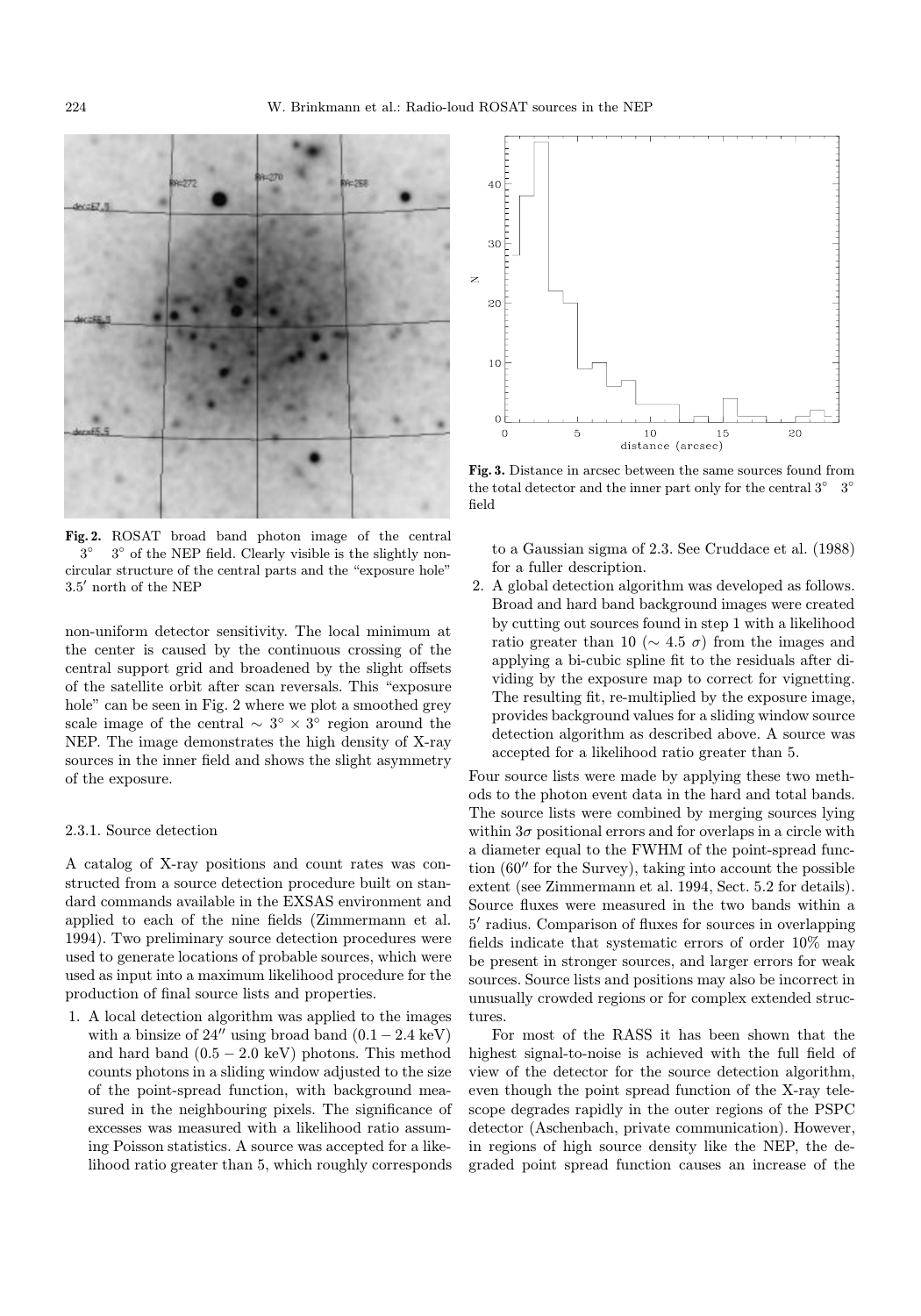**Fig. 2.** ROSAT broad band photon image of the central $3^\circ \times 3^\circ$ of the NEP field. Clearly visible is the slightly non-circular structure of the central parts and the "exposure hole" $3.5'$ north of the NEP

non-uniform detector sensitivity. The local minimum at the center is caused by the continuous crossing of the central support grid and broadened by the slight offsets of the satellite orbit after scan reversals. This "exposure hole" can be seen in Fig. 2 where we plot a smoothed grey scale image of the central $\sim 3^\circ \times 3^\circ$ region around the NEP. The image demonstrates the high density of X-ray sources in the inner field and shows the slight asymmetry of the exposure.

#### 2.3.1. Source detection

A catalog of X-ray positions and count rates was constructed from a source detection procedure built on standard commands available in the EXSAS environment and applied to each of the nine fields (Zimmermann et al. 1994). Two preliminary source detection procedures were used to generate locations of probable sources, which were used as input into a maximum likelihood procedure for the production of final source lists and properties.

1. A local detection algorithm was applied to the images with a binsize of $24''$ using broad band $(0.1-2.4$ keV) and hard band $(0.5-2.0$ keV) photons. This method counts photons in a sliding window adjusted to the size of the point-spread function, with background measured in the neighbouring pixels. The significance of excesses was measured with a likelihood ratio assuming Poisson statistics. A source was accepted for a likelihood ratio greater than 5, which roughly corresponds to a Gaussian sigma of 2.3. See Cruddace et al. (1988) for a fuller description.
2. A global detection algorithm was developed as follows. Broad and hard band background images were created by cutting out sources found in step 1 with a likelihood ratio greater than 10 ($\sim 4.5\ \sigma$) from the images and applying a bi-cubic spline fit to the residuals after dividing by the exposure map to correct for vignetting. The resulting fit, re-multiplied by the exposure image, provides background values for a sliding window source detection algorithm as described above. A source was accepted for a likelihood ratio greater than 5.

**Fig. 3.** Distance in arcsec between the same sources found from the total detector and the inner part only for the central $3^\circ \times 3^\circ$ field

Four source lists were made by applying these two methods to the photon event data in the hard and total bands. The source lists were combined by merging sources lying within $3\sigma$ positional errors and for overlaps in a circle with a diameter equal to the FWHM of the point-spread function ($60''$ for the Survey), taking into account the possible extent (see Zimmermann et al. 1994, Sect. 5.2 for details). Source fluxes were measured in the two bands within a $5'$ radius. Comparison of fluxes for sources in overlapping fields indicate that systematic errors of order 10% may be present in stronger sources, and larger errors for weak sources. Source lists and positions may also be incorrect in unusually crowded regions or for complex extended structures.

For most of the RASS it has been shown that the highest signal-to-noise is achieved with the full field of view of the detector for the source detection algorithm, even though the point spread function of the X-ray telescope degrades rapidly in the outer regions of the PSPC detector (Aschenbach, private communication). However, in regions of high source density like the NEP, the degraded point spread function causes an increase of the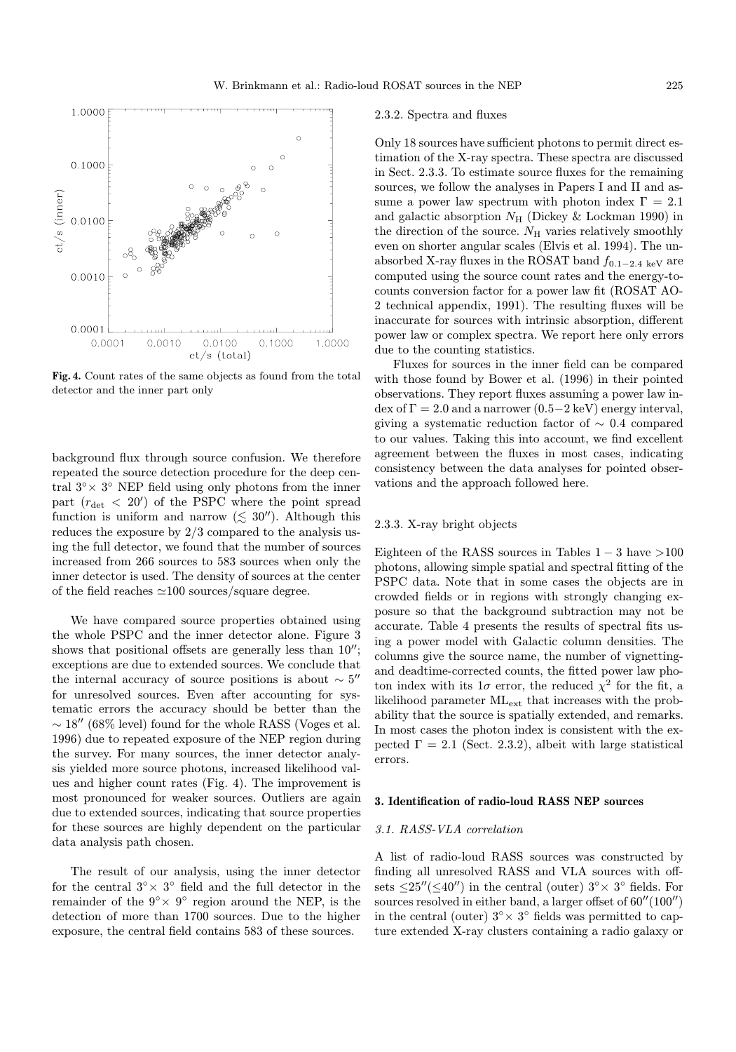Fig. 4. Count rates of the same objects as found from the total detector and the inner part only

background flux through source confusion. We therefore repeated the source detection procedure for the deep central $3^\circ \times 3^\circ$ NEP field using only photons from the inner part ($r_{\rm det} < 20'$) of the PSPC where the point spread function is uniform and narrow ($\lesssim 30''$). Although this reduces the exposure by 2/3 compared to the analysis using the full detector, we found that the number of sources increased from 266 sources to 583 sources when only the inner detector is used. The density of sources at the center of the field reaches $\simeq$100 sources/square degree.

We have compared source properties obtained using the whole PSPC and the inner detector alone. Figure 3 shows that positional offsets are generally less than $10''$; exceptions are due to extended sources. We conclude that the internal accuracy of source positions is about $\sim 5''$ for unresolved sources. Even after accounting for systematic errors the accuracy should be better than the $\sim 18''$ (68% level) found for the whole RASS (Voges et al. 1996) due to repeated exposure of the NEP region during the survey. For many sources, the inner detector analysis yielded more source photons, increased likelihood values and higher count rates (Fig. 4). The improvement is most pronounced for weaker sources. Outliers are again due to extended sources, indicating that source properties for these sources are highly dependent on the particular data analysis path chosen.

The result of our analysis, using the inner detector for the central $3^\circ \times 3^\circ$ field and the full detector in the remainder of the $9^\circ \times 9^\circ$ region around the NEP, is the detection of more than 1700 sources. Due to the higher exposure, the central field contains 583 of these sources.

#### 2.3.2. Spectra and fluxes

Only 18 sources have sufficient photons to permit direct estimation of the X-ray spectra. These spectra are discussed in Sect. 2.3.3. To estimate source fluxes for the remaining sources, we follow the analyses in Papers I and II and assume a power law spectrum with photon index $\Gamma = 2.1$ and galactic absorption $N_{\rm H}$ (Dickey & Lockman 1990) in the direction of the source. $N_{\rm H}$ varies relatively smoothly even on shorter angular scales (Elvis et al. 1994). The unabsorbed X-ray fluxes in the ROSAT band $f_{0.1-2.4~\rm keV}$ are computed using the source count rates and the energy-to-counts conversion factor for a power law fit (ROSAT AO-2 technical appendix, 1991). The resulting fluxes will be inaccurate for sources with intrinsic absorption, different power law or complex spectra. We report here only errors due to the counting statistics.

Fluxes for sources in the inner field can be compared with those found by Bower et al. (1996) in their pointed observations. They report fluxes assuming a power law index of $\Gamma = 2.0$ and a narrower ($0.5-2$ keV) energy interval, giving a systematic reduction factor of $\sim 0.4$ compared to our values. Taking this into account, we find excellent agreement between the fluxes in most cases, indicating consistency between the data analyses for pointed observations and the approach followed here.

#### 2.3.3. X-ray bright objects

Eighteen of the RASS sources in Tables $1-3$ have $>$100 photons, allowing simple spatial and spectral fitting of the PSPC data. Note that in some cases the objects are in crowded fields or in regions with strongly changing exposure so that the background subtraction may not be accurate. Table 4 presents the results of spectral fits using a power model with Galactic column densities. The columns give the source name, the number of vignetting- and deadtime-corrected counts, the fitted power law photon index with its $1\sigma$ error, the reduced $\chi^2$ for the fit, a likelihood parameter ML$_{\rm ext}$ that increases with the probability that the source is spatially extended, and remarks. In most cases the photon index is consistent with the expected $\Gamma = 2.1$ (Sect. 2.3.2), albeit with large statistical errors.

## 3. Identification of radio-loud RASS NEP sources

### *3.1. RASS-VLA correlation*

A list of radio-loud RASS sources was constructed by finding all unresolved RASS and VLA sources with offsets $\leq 25''(\leq 40'')$ in the central (outer) $3^\circ \times 3^\circ$ fields. For sources resolved in either band, a larger offset of $60''(100'')$ in the central (outer) $3^\circ \times 3^\circ$ fields was permitted to capture extended X-ray clusters containing a radio galaxy or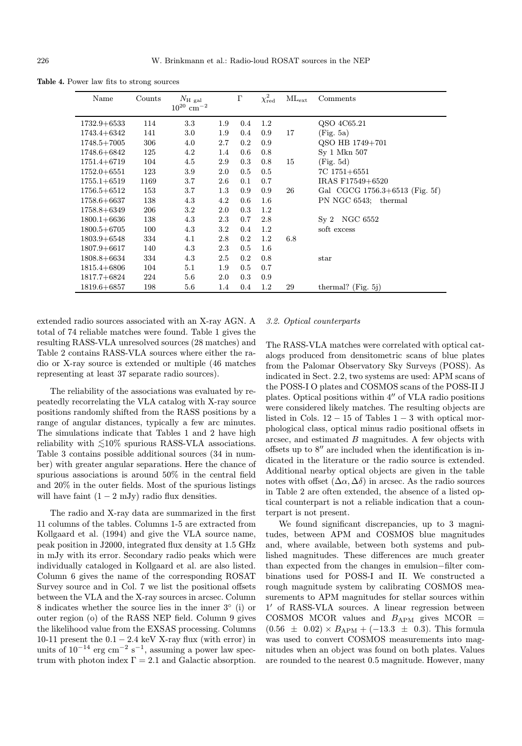**Table 4.** Power law fits to strong sources

| Name | Counts | $N_{\mathrm{H\ gal}}$ $10^{20}$ cm$^{-2}$ | $\Gamma$ | | $\chi^2_{\mathrm{red}}$ | $\mathrm{ML}_{\mathrm{ext}}$ | Comments |
|---|---|---|---|---|---|---|---|
| 1732.9+6533 | 114 | 3.3 | 1.9 | 0.4 | 1.2 | | QSO 4C65.21 |
| 1743.4+6342 | 141 | 3.0 | 1.9 | 0.4 | 0.9 | 17 | (Fig. 5a) |
| 1748.5+7005 | 306 | 4.0 | 2.7 | 0.2 | 0.9 | | QSO HB 1749+701 |
| 1748.6+6842 | 125 | 4.2 | 1.4 | 0.6 | 0.8 | | Sy 1 Mkn 507 |
| 1751.4+6719 | 104 | 4.5 | 2.9 | 0.3 | 0.8 | 15 | (Fig. 5d) |
| 1752.0+6551 | 123 | 3.9 | 2.0 | 0.5 | 0.5 | | 7C 1751+6551 |
| 1755.1+6519 | 1169 | 3.7 | 2.6 | 0.1 | 0.7 | | IRAS F17549+6520 |
| 1756.5+6512 | 153 | 3.7 | 1.3 | 0.9 | 0.9 | 26 | Gal CGCG 1756.3+6513 (Fig. 5f) |
| 1758.6+6637 | 138 | 4.3 | 4.2 | 0.6 | 1.6 | | PN NGC 6543; thermal |
| 1758.8+6349 | 206 | 3.2 | 2.0 | 0.3 | 1.2 | | |
| 1800.1+6636 | 138 | 4.3 | 2.3 | 0.7 | 2.8 | | Sy 2 NGC 6552 |
| 1800.5+6705 | 100 | 4.3 | 3.2 | 0.4 | 1.2 | | soft excess |
| 1803.9+6548 | 334 | 4.1 | 2.8 | 0.2 | 1.2 | 6.8 | |
| 1807.9+6617 | 140 | 4.3 | 2.3 | 0.5 | 1.6 | | |
| 1808.8+6634 | 334 | 4.3 | 2.5 | 0.2 | 0.8 | | star |
| 1815.4+6806 | 104 | 5.1 | 1.9 | 0.5 | 0.7 | | |
| 1817.7+6824 | 224 | 5.6 | 2.0 | 0.3 | 0.9 | | |
| 1819.6+6857 | 198 | 5.6 | 1.4 | 0.4 | 1.2 | 29 | thermal? (Fig. 5j) |

extended radio sources associated with an X-ray AGN. A total of 74 reliable matches were found. Table 1 gives the resulting RASS-VLA unresolved sources (28 matches) and Table 2 contains RASS-VLA sources where either the radio or X-ray source is extended or multiple (46 matches representing at least 37 separate radio sources).

The reliability of the associations was evaluated by repeatedly recorrelating the VLA catalog with X-ray source positions randomly shifted from the RASS positions by a range of angular distances, typically a few arc minutes. The simulations indicate that Tables 1 and 2 have high reliability with $\lesssim$10% spurious RASS-VLA associations. Table 3 contains possible additional sources (34 in number) with greater angular separations. Here the chance of spurious associations is around 50% in the central field and 20% in the outer fields. Most of the spurious listings will have faint $(1-2$ mJy) radio flux densities.

The radio and X-ray data are summarized in the first 11 columns of the tables. Columns 1-5 are extracted from Kollgaard et al. (1994) and give the VLA source name, peak position in J2000, integrated flux density at 1.5 GHz in mJy with its error. Secondary radio peaks which were individually cataloged in Kollgaard et al. are also listed. Column 6 gives the name of the corresponding ROSAT Survey source and in Col. 7 we list the positional offsets between the VLA and the X-ray sources in arcsec. Column 8 indicates whether the source lies in the inner 3° (i) or outer region (o) of the RASS NEP field. Column 9 gives the likelihood value from the EXSAS processing. Columns 10-11 present the $0.1-2.4$ keV X-ray flux (with error) in units of $10^{-14}$ erg cm$^{-2}$ s$^{-1}$, assuming a power law spectrum with photon index $\Gamma = 2.1$ and Galactic absorption.

### 3.2. Optical counterparts

The RASS-VLA matches were correlated with optical catalogs produced from densitometric scans of blue plates from the Palomar Observatory Sky Surveys (POSS). As indicated in Sect. 2.2, two systems are used: APM scans of the POSS-I O plates and COSMOS scans of the POSS-II J plates. Optical positions within 4″ of VLA radio positions were considered likely matches. The resulting objects are listed in Cols. $12-15$ of Tables $1-3$ with optical morphological class, optical minus radio positional offsets in arcsec, and estimated $B$ magnitudes. A few objects with offsets up to 8″ are included when the identification is indicated in the literature or the radio source is extended. Additional nearby optical objects are given in the table notes with offset $(\Delta\alpha, \Delta\delta)$ in arcsec. As the radio sources in Table 2 are often extended, the absence of a listed optical counterpart is not a reliable indication that a counterpart is not present.

We found significant discrepancies, up to 3 magnitudes, between APM and COSMOS blue magnitudes and, where available, between both systems and published magnitudes. These differences are much greater than expected from the changes in emulsion−filter combinations used for POSS-I and II. We constructed a rough magnitude system by calibrating COSMOS measurements to APM magnitudes for stellar sources within 1′ of RASS-VLA sources. A linear regression between COSMOS MCOR values and $B_{\mathrm{APM}}$ gives MCOR $=$ $(0.56 \pm 0.02) \times B_{\mathrm{APM}} + (-13.3 \pm 0.3)$. This formula was used to convert COSMOS measurements into magnitudes when an object was found on both plates. Values are rounded to the nearest 0.5 magnitude. However, many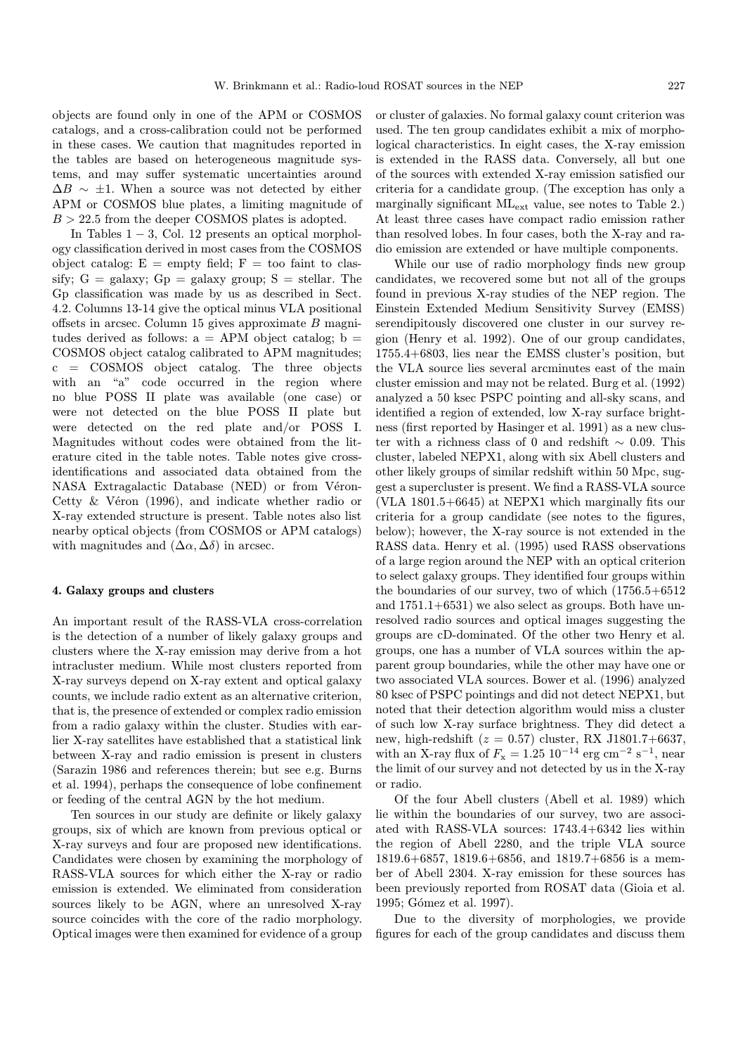objects are found only in one of the APM or COSMOS catalogs, and a cross-calibration could not be performed in these cases. We caution that magnitudes reported in the tables are based on heterogeneous magnitude systems, and may suffer systematic uncertainties around $\Delta B \sim \pm 1$. When a source was not detected by either APM or COSMOS blue plates, a limiting magnitude of $B > 22.5$ from the deeper COSMOS plates is adopted.

In Tables 1 − 3, Col. 12 presents an optical morphology classification derived in most cases from the COSMOS object catalog: E = empty field; F = too faint to classify; G = galaxy; Gp = galaxy group; S = stellar. The Gp classification was made by us as described in Sect. 4.2. Columns 13-14 give the optical minus VLA positional offsets in arcsec. Column 15 gives approximate $B$ magnitudes derived as follows: a = APM object catalog; b = COSMOS object catalog calibrated to APM magnitudes; c = COSMOS object catalog. The three objects with an "a" code occurred in the region where no blue POSS II plate was available (one case) or were not detected on the blue POSS II plate but were detected on the red plate and/or POSS I. Magnitudes without codes were obtained from the literature cited in the table notes. Table notes give cross-identifications and associated data obtained from the NASA Extragalactic Database (NED) or from Véron-Cetty & Véron (1996), and indicate whether radio or X-ray extended structure is present. Table notes also list nearby optical objects (from COSMOS or APM catalogs) with magnitudes and $(\Delta\alpha, \Delta\delta)$ in arcsec.

## 4. Galaxy groups and clusters

An important result of the RASS-VLA cross-correlation is the detection of a number of likely galaxy groups and clusters where the X-ray emission may derive from a hot intracluster medium. While most clusters reported from X-ray surveys depend on X-ray extent and optical galaxy counts, we include radio extent as an alternative criterion, that is, the presence of extended or complex radio emission from a radio galaxy within the cluster. Studies with earlier X-ray satellites have established that a statistical link between X-ray and radio emission is present in clusters (Sarazin 1986 and references therein; but see e.g. Burns et al. 1994), perhaps the consequence of lobe confinement or feeding of the central AGN by the hot medium.

Ten sources in our study are definite or likely galaxy groups, six of which are known from previous optical or X-ray surveys and four are proposed new identifications. Candidates were chosen by examining the morphology of RASS-VLA sources for which either the X-ray or radio emission is extended. We eliminated from consideration sources likely to be AGN, where an unresolved X-ray source coincides with the core of the radio morphology. Optical images were then examined for evidence of a group or cluster of galaxies. No formal galaxy count criterion was used. The ten group candidates exhibit a mix of morphological characteristics. In eight cases, the X-ray emission is extended in the RASS data. Conversely, all but one of the sources with extended X-ray emission satisfied our criteria for a candidate group. (The exception has only a marginally significant $\mathrm{ML_{ext}}$ value, see notes to Table 2.) At least three cases have compact radio emission rather than resolved lobes. In four cases, both the X-ray and radio emission are extended or have multiple components.

While our use of radio morphology finds new group candidates, we recovered some but not all of the groups found in previous X-ray studies of the NEP region. The Einstein Extended Medium Sensitivity Survey (EMSS) serendipitously discovered one cluster in our survey region (Henry et al. 1992). One of our group candidates, 1755.4+6803, lies near the EMSS cluster's position, but the VLA source lies several arcminutes east of the main cluster emission and may not be related. Burg et al. (1992) analyzed a 50 ksec PSPC pointing and all-sky scans, and identified a region of extended, low X-ray surface brightness (first reported by Hasinger et al. 1991) as a new cluster with a richness class of 0 and redshift $\sim 0.09$. This cluster, labeled NEPX1, along with six Abell clusters and other likely groups of similar redshift within 50 Mpc, suggest a supercluster is present. We find a RASS-VLA source (VLA 1801.5+6645) at NEPX1 which marginally fits our criteria for a group candidate (see notes to the figures, below); however, the X-ray source is not extended in the RASS data. Henry et al. (1995) used RASS observations of a large region around the NEP with an optical criterion to select galaxy groups. They identified four groups within the boundaries of our survey, two of which (1756.5+6512 and 1751.1+6531) we also select as groups. Both have unresolved radio sources and optical images suggesting the groups are cD-dominated. Of the other two Henry et al. groups, one has a number of VLA sources within the apparent group boundaries, while the other may have one or two associated VLA sources. Bower et al. (1996) analyzed 80 ksec of PSPC pointings and did not detect NEPX1, but noted that their detection algorithm would miss a cluster of such low X-ray surface brightness. They did detect a new, high-redshift ($z = 0.57$) cluster, RX J1801.7+6637, with an X-ray flux of $F_{\mathrm{x}} = 1.25\ 10^{-14}$ erg cm$^{-2}$ s$^{-1}$, near the limit of our survey and not detected by us in the X-ray or radio.

Of the four Abell clusters (Abell et al. 1989) which lie within the boundaries of our survey, two are associated with RASS-VLA sources: 1743.4+6342 lies within the region of Abell 2280, and the triple VLA source 1819.6+6857, 1819.6+6856, and 1819.7+6856 is a member of Abell 2304. X-ray emission for these sources has been previously reported from ROSAT data (Gioia et al. 1995; Gómez et al. 1997).

Due to the diversity of morphologies, we provide figures for each of the group candidates and discuss them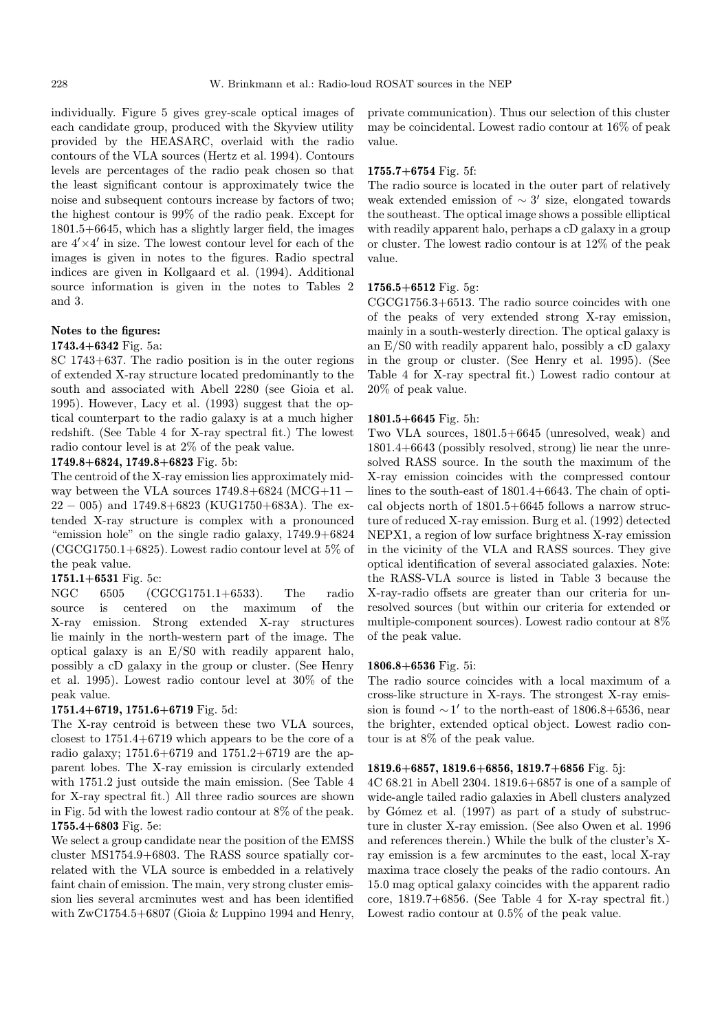individually. Figure 5 gives grey-scale optical images of each candidate group, produced with the Skyview utility provided by the HEASARC, overlaid with the radio contours of the VLA sources (Hertz et al. 1994). Contours levels are percentages of the radio peak chosen so that the least significant contour is approximately twice the noise and subsequent contours increase by factors of two; the highest contour is 99% of the radio peak. Except for 1801.5+6645, which has a slightly larger field, the images are $4' \times 4'$ in size. The lowest contour level for each of the images is given in notes to the figures. Radio spectral indices are given in Kollgaard et al. (1994). Additional source information is given in the notes to Tables 2 and 3.

**Notes to the figures:**

**1743.4+6342** Fig. 5a:
8C 1743+637. The radio position is in the outer regions of extended X-ray structure located predominantly to the south and associated with Abell 2280 (see Gioia et al. 1995). However, Lacy et al. (1993) suggest that the optical counterpart to the radio galaxy is at a much higher redshift. (See Table 4 for X-ray spectral fit.) The lowest radio contour level is at 2% of the peak value.

**1749.8+6824, 1749.8+6823** Fig. 5b:
The centroid of the X-ray emission lies approximately midway between the VLA sources 1749.8+6824 (MCG+11 − 22 − 005) and 1749.8+6823 (KUG1750+683A). The extended X-ray structure is complex with a pronounced "emission hole" on the single radio galaxy, 1749.9+6824 (CGCG1750.1+6825). Lowest radio contour level at 5% of the peak value.

**1751.1+6531** Fig. 5c:
NGC 6505 (CGCG1751.1+6533). The radio source is centered on the maximum of the X-ray emission. Strong extended X-ray structures lie mainly in the north-western part of the image. The optical galaxy is an E/S0 with readily apparent halo, possibly a cD galaxy in the group or cluster. (See Henry et al. 1995). Lowest radio contour level at 30% of the peak value.

**1751.4+6719, 1751.6+6719** Fig. 5d:
The X-ray centroid is between these two VLA sources, closest to 1751.4+6719 which appears to be the core of a radio galaxy; 1751.6+6719 and 1751.2+6719 are the apparent lobes. The X-ray emission is circularly extended with 1751.2 just outside the main emission. (See Table 4 for X-ray spectral fit.) All three radio sources are shown in Fig. 5d with the lowest radio contour at 8% of the peak.

**1755.4+6803** Fig. 5e:
We select a group candidate near the position of the EMSS cluster MS1754.9+6803. The RASS source spatially correlated with the VLA source is embedded in a relatively faint chain of emission. The main, very strong cluster emission lies several arcminutes west and has been identified with ZwC1754.5+6807 (Gioia & Luppino 1994 and Henry, private communication). Thus our selection of this cluster may be coincidental. Lowest radio contour at 16% of peak value.

**1755.7+6754** Fig. 5f:
The radio source is located in the outer part of relatively weak extended emission of $\sim 3'$ size, elongated towards the southeast. The optical image shows a possible elliptical with readily apparent halo, perhaps a cD galaxy in a group or cluster. The lowest radio contour is at 12% of the peak value.

**1756.5+6512** Fig. 5g:
CGCG1756.3+6513. The radio source coincides with one of the peaks of very extended strong X-ray emission, mainly in a south-westerly direction. The optical galaxy is an E/S0 with readily apparent halo, possibly a cD galaxy in the group or cluster. (See Henry et al. 1995). (See Table 4 for X-ray spectral fit.) Lowest radio contour at 20% of peak value.

**1801.5+6645** Fig. 5h:
Two VLA sources, 1801.5+6645 (unresolved, weak) and 1801.4+6643 (possibly resolved, strong) lie near the unresolved RASS source. In the south the maximum of the X-ray emission coincides with the compressed contour lines to the south-east of 1801.4+6643. The chain of optical objects north of 1801.5+6645 follows a narrow structure of reduced X-ray emission. Burg et al. (1992) detected NEPX1, a region of low surface brightness X-ray emission in the vicinity of the VLA and RASS sources. They give optical identification of several associated galaxies. Note: the RASS-VLA source is listed in Table 3 because the X-ray-radio offsets are greater than our criteria for unresolved sources (but within our criteria for extended or multiple-component sources). Lowest radio contour at 8% of the peak value.

**1806.8+6536** Fig. 5i:
The radio source coincides with a local maximum of a cross-like structure in X-rays. The strongest X-ray emission is found $\sim 1'$ to the north-east of 1806.8+6536, near the brighter, extended optical object. Lowest radio contour is at 8% of the peak value.

**1819.6+6857, 1819.6+6856, 1819.7+6856** Fig. 5j:
4C 68.21 in Abell 2304. 1819.6+6857 is one of a sample of wide-angle tailed radio galaxies in Abell clusters analyzed by Gómez et al. (1997) as part of a study of substructure in cluster X-ray emission. (See also Owen et al. 1996 and references therein.) While the bulk of the cluster's X-ray emission is a few arcminutes to the east, local X-ray maxima trace closely the peaks of the radio contours. An 15.0 mag optical galaxy coincides with the apparent radio core, 1819.7+6856. (See Table 4 for X-ray spectral fit.) Lowest radio contour at 0.5% of the peak value.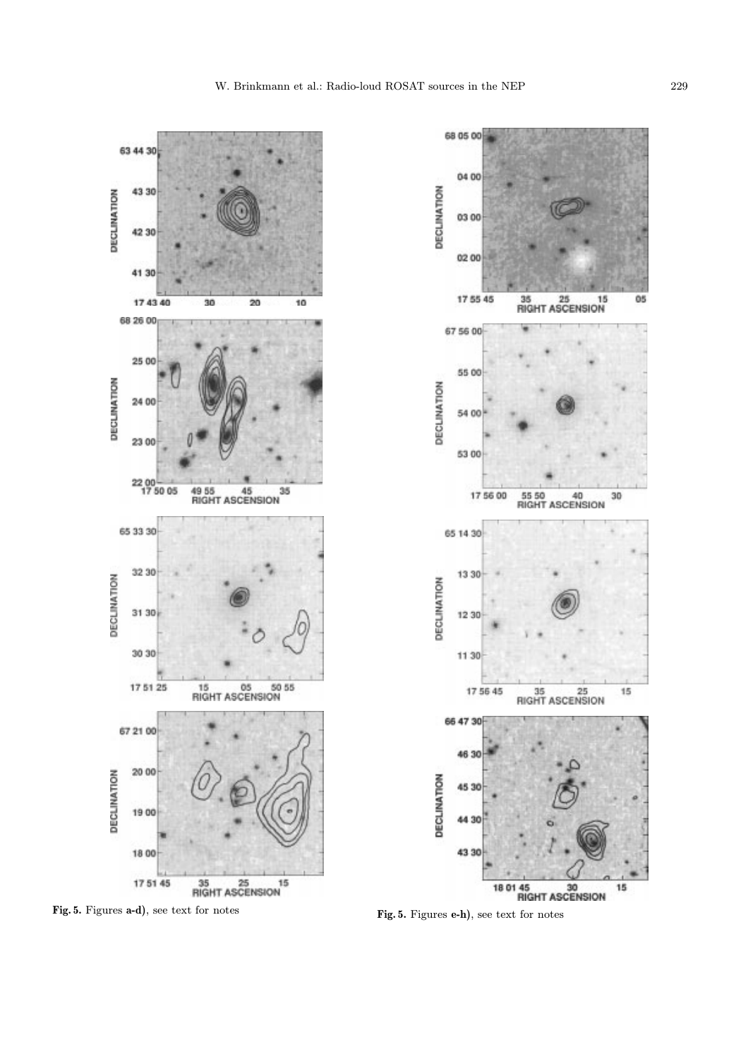**Fig. 5.** Figures **a-d**), see text for notes

**Fig. 5.** Figures **e-h**), see text for notes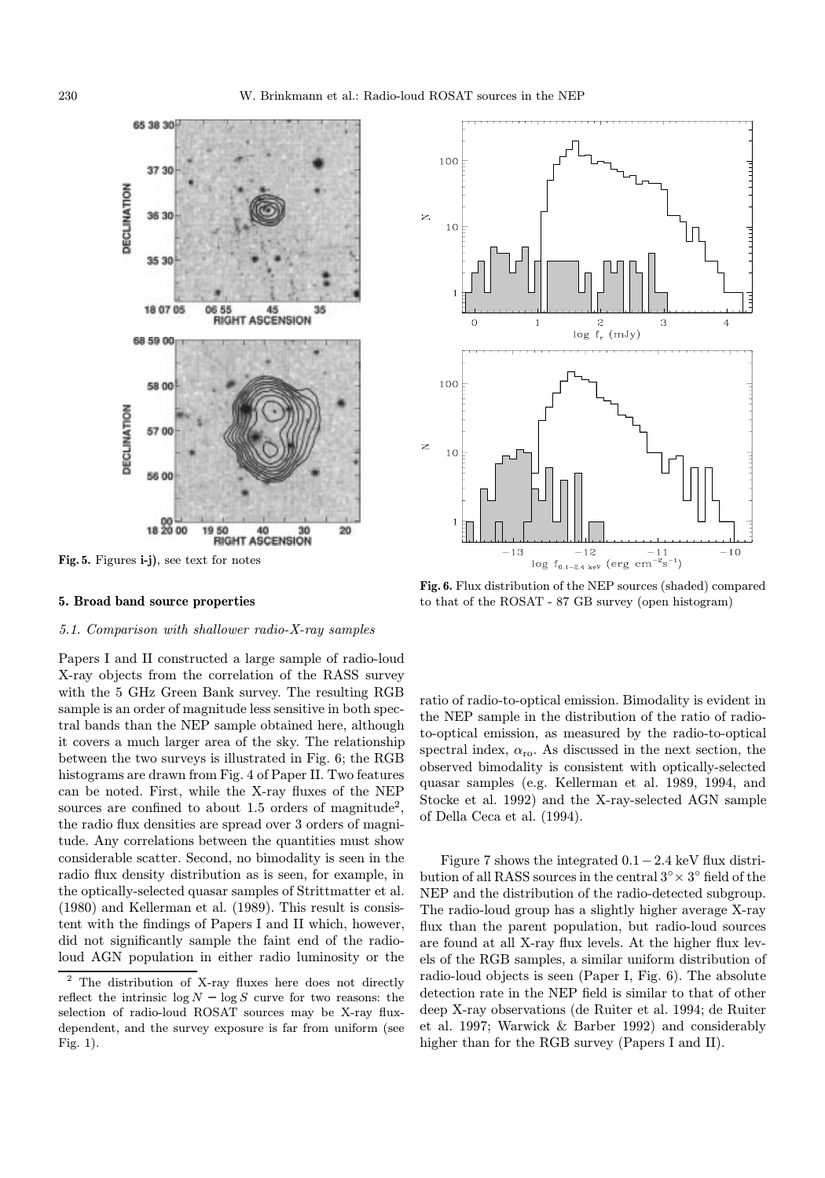**Fig. 5.** Figures **i-j)**, see text for notes

**Fig. 6.** Flux distribution of the NEP sources (shaded) compared to that of the ROSAT - 87 GB survey (open histogram)

## 5. Broad band source properties

### *5.1. Comparison with shallower radio-X-ray samples*

Papers I and II constructed a large sample of radio-loud X-ray objects from the correlation of the RASS survey with the 5 GHz Green Bank survey. The resulting RGB sample is an order of magnitude less sensitive in both spectral bands than the NEP sample obtained here, although it covers a much larger area of the sky. The relationship between the two surveys is illustrated in Fig. 6; the RGB histograms are drawn from Fig. 4 of Paper II. Two features can be noted. First, while the X-ray fluxes of the NEP sources are confined to about 1.5 orders of magnitude[2], the radio flux densities are spread over 3 orders of magnitude. Any correlations between the quantities must show considerable scatter. Second, no bimodality is seen in the radio flux density distribution as is seen, for example, in the optically-selected quasar samples of Strittmatter et al. (1980) and Kellerman et al. (1989). This result is consistent with the findings of Papers I and II which, however, did not significantly sample the faint end of the radio-loud AGN population in either radio luminosity or the ratio of radio-to-optical emission. Bimodality is evident in the NEP sample in the distribution of the ratio of radio-to-optical emission, as measured by the radio-to-optical spectral index, $\alpha_{\rm ro}$. As discussed in the next section, the observed bimodality is consistent with optically-selected quasar samples (e.g. Kellerman et al. 1989, 1994, and Stocke et al. 1992) and the X-ray-selected AGN sample of Della Ceca et al. (1994).

Figure 7 shows the integrated $0.1-2.4$ keV flux distribution of all RASS sources in the central $3^{\circ}\times 3^{\circ}$ field of the NEP and the distribution of the radio-detected subgroup. The radio-loud group has a slightly higher average X-ray flux than the parent population, but radio-loud sources are found at all X-ray flux levels. At the higher flux levels of the RGB samples, a similar uniform distribution of radio-loud objects is seen (Paper I, Fig. 6). The absolute detection rate in the NEP field is similar to that of other deep X-ray observations (de Ruiter et al. 1994; de Ruiter et al. 1997; Warwick & Barber 1992) and considerably higher than for the RGB survey (Papers I and II).

[2] The distribution of X-ray fluxes here does not directly reflect the intrinsic $\log N - \log S$ curve for two reasons: the selection of radio-loud ROSAT sources may be X-ray flux-dependent, and the survey exposure is far from uniform (see Fig. 1).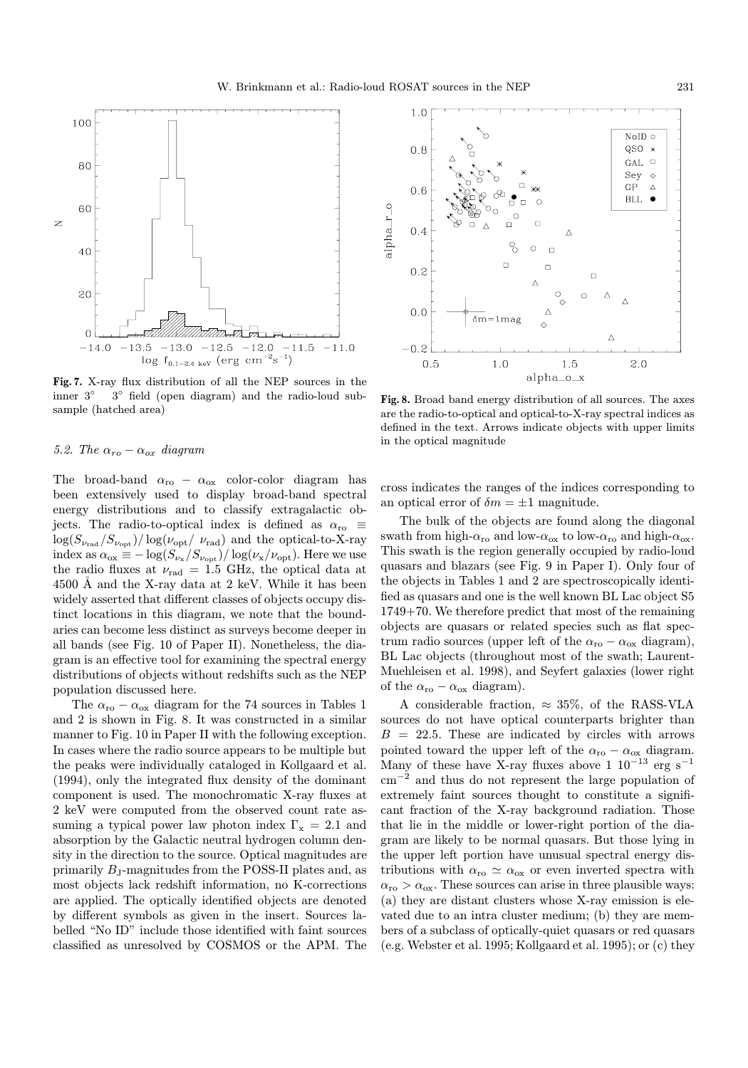**Fig. 7.** X-ray flux distribution of all the NEP sources in the inner 3° 3° field (open diagram) and the radio-loud subsample (hatched area)

**Fig. 8.** Broad band energy distribution of all sources. The axes are the radio-to-optical and optical-to-X-ray spectral indices as defined in the text. Arrows indicate objects with upper limits in the optical magnitude

### 5.2. The $\alpha_{ro} - \alpha_{ox}$ diagram

The broad-band $\alpha_{\rm ro} - \alpha_{\rm ox}$ color-color diagram has been extensively used to display broad-band spectral energy distributions and to classify extragalactic objects. The radio-to-optical index is defined as $\alpha_{\rm ro} \equiv \log(S_{\nu_{\rm rad}}/S_{\nu_{\rm opt}})/\log(\nu_{\rm opt}/\ \nu_{\rm rad})$ and the optical-to-X-ray index as $\alpha_{\rm ox} \equiv -\log(S_{\nu_{\rm x}}/S_{\nu_{\rm opt}})/\log(\nu_{\rm x}/\nu_{\rm opt})$. Here we use the radio fluxes at $\nu_{\rm rad}$ = 1.5 GHz, the optical data at 4500 Å and the X-ray data at 2 keV. While it has been widely asserted that different classes of objects occupy distinct locations in this diagram, we note that the boundaries can become less distinct as surveys become deeper in all bands (see Fig. 10 of Paper II). Nonetheless, the diagram is an effective tool for examining the spectral energy distributions of objects without redshifts such as the NEP population discussed here.

The $\alpha_{\rm ro} - \alpha_{\rm ox}$ diagram for the 74 sources in Tables 1 and 2 is shown in Fig. 8. It was constructed in a similar manner to Fig. 10 in Paper II with the following exception. In cases where the radio source appears to be multiple but the peaks were individually cataloged in Kollgaard et al. (1994), only the integrated flux density of the dominant component is used. The monochromatic X-ray fluxes at 2 keV were computed from the observed count rate assuming a typical power law photon index $\Gamma_{\rm x}$ = 2.1 and absorption by the Galactic neutral hydrogen column density in the direction to the source. Optical magnitudes are primarily $B_{\rm J}$-magnitudes from the POSS-II plates and, as most objects lack redshift information, no K-corrections are applied. The optically identified objects are denoted by different symbols as given in the insert. Sources labelled "No ID" include those identified with faint sources classified as unresolved by COSMOS or the APM. The cross indicates the ranges of the indices corresponding to an optical error of $\delta m = \pm 1$ magnitude.

The bulk of the objects are found along the diagonal swath from high-$\alpha_{\rm ro}$ and low-$\alpha_{\rm ox}$ to low-$\alpha_{\rm ro}$ and high-$\alpha_{\rm ox}$. This swath is the region generally occupied by radio-loud quasars and blazars (see Fig. 9 in Paper I). Only four of the objects in Tables 1 and 2 are spectroscopically identified as quasars and one is the well known BL Lac object S5 1749+70. We therefore predict that most of the remaining objects are quasars or related species such as flat spectrum radio sources (upper left of the $\alpha_{\rm ro} - \alpha_{\rm ox}$ diagram), BL Lac objects (throughout most of the swath; Laurent-Muehleisen et al. 1998), and Seyfert galaxies (lower right of the $\alpha_{\rm ro} - \alpha_{\rm ox}$ diagram).

A considerable fraction, ≈ 35%, of the RASS-VLA sources do not have optical counterparts brighter than $B$ = 22.5. These are indicated by circles with arrows pointed toward the upper left of the $\alpha_{\rm ro} - \alpha_{\rm ox}$ diagram. Many of these have X-ray fluxes above 1 $10^{-13}$ erg s$^{-1}$ cm$^{-2}$ and thus do not represent the large population of extremely faint sources thought to constitute a significant fraction of the X-ray background radiation. Those that lie in the middle or lower-right portion of the diagram are likely to be normal quasars. But those lying in the upper left portion have unusual spectral energy distributions with $\alpha_{\rm ro} \simeq \alpha_{\rm ox}$ or even inverted spectra with $\alpha_{\rm ro} > \alpha_{\rm ox}$. These sources can arise in three plausible ways: (a) they are distant clusters whose X-ray emission is elevated due to an intra cluster medium; (b) they are members of a subclass of optically-quiet quasars or red quasars (e.g. Webster et al. 1995; Kollgaard et al. 1995); or (c) they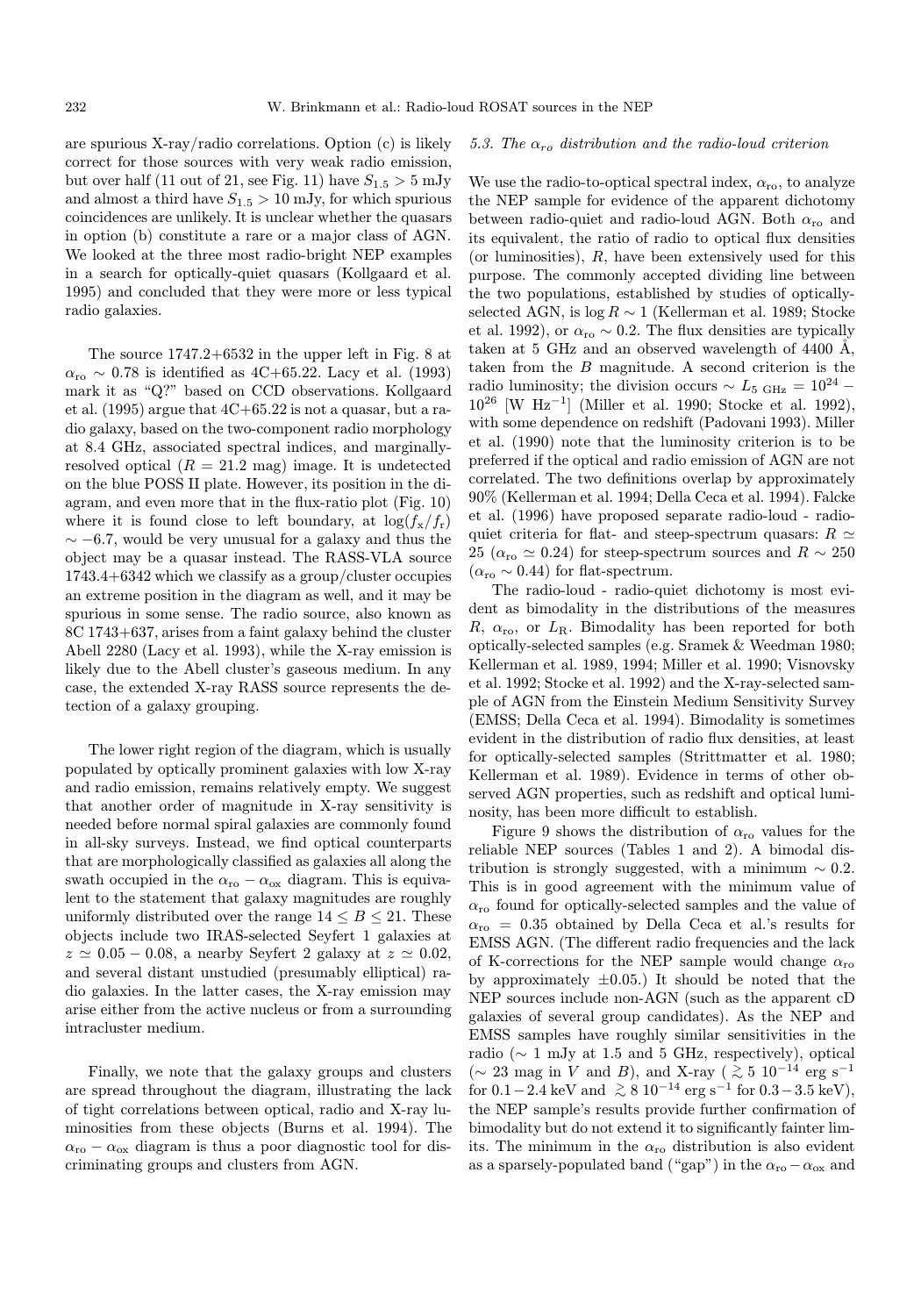are spurious X-ray/radio correlations. Option (c) is likely correct for those sources with very weak radio emission, but over half (11 out of 21, see Fig. 11) have $S_{1.5} > 5$ mJy and almost a third have $S_{1.5} > 10$ mJy, for which spurious coincidences are unlikely. It is unclear whether the quasars in option (b) constitute a rare or a major class of AGN. We looked at the three most radio-bright NEP examples in a search for optically-quiet quasars (Kollgaard et al. 1995) and concluded that they were more or less typical radio galaxies.

The source 1747.2+6532 in the upper left in Fig. 8 at $\alpha_{\rm ro} \sim 0.78$ is identified as 4C+65.22. Lacy et al. (1993) mark it as "Q?" based on CCD observations. Kollgaard et al. (1995) argue that 4C+65.22 is not a quasar, but a radio galaxy, based on the two-component radio morphology at 8.4 GHz, associated spectral indices, and marginally-resolved optical ($R$ = 21.2 mag) image. It is undetected on the blue POSS II plate. However, its position in the diagram, and even more that in the flux-ratio plot (Fig. 10) where it is found close to left boundary, at $\log(f_{\rm x}/f_{\rm r}) \sim -6.7$, would be very unusual for a galaxy and thus the object may be a quasar instead. The RASS-VLA source 1743.4+6342 which we classify as a group/cluster occupies an extreme position in the diagram as well, and it may be spurious in some sense. The radio source, also known as 8C 1743+637, arises from a faint galaxy behind the cluster Abell 2280 (Lacy et al. 1993), while the X-ray emission is likely due to the Abell cluster's gaseous medium. In any case, the extended X-ray RASS source represents the detection of a galaxy grouping.

The lower right region of the diagram, which is usually populated by optically prominent galaxies with low X-ray and radio emission, remains relatively empty. We suggest that another order of magnitude in X-ray sensitivity is needed before normal spiral galaxies are commonly found in all-sky surveys. Instead, we find optical counterparts that are morphologically classified as galaxies all along the swath occupied in the $\alpha_{\rm ro} - \alpha_{\rm ox}$ diagram. This is equivalent to the statement that galaxy magnitudes are roughly uniformly distributed over the range $14 \leq B \leq 21$. These objects include two IRAS-selected Seyfert 1 galaxies at $z \simeq 0.05 - 0.08$, a nearby Seyfert 2 galaxy at $z \simeq 0.02$, and several distant unstudied (presumably elliptical) radio galaxies. In the latter cases, the X-ray emission may arise either from the active nucleus or from a surrounding intracluster medium.

Finally, we note that the galaxy groups and clusters are spread throughout the diagram, illustrating the lack of tight correlations between optical, radio and X-ray luminosities from these objects (Burns et al. 1994). The $\alpha_{\rm ro} - \alpha_{\rm ox}$ diagram is thus a poor diagnostic tool for discriminating groups and clusters from AGN.

### 5.3. The $\alpha_{ro}$ distribution and the radio-loud criterion

We use the radio-to-optical spectral index, $\alpha_{\rm ro}$, to analyze the NEP sample for evidence of the apparent dichotomy between radio-quiet and radio-loud AGN. Both $\alpha_{\rm ro}$ and its equivalent, the ratio of radio to optical flux densities (or luminosities), $R$, have been extensively used for this purpose. The commonly accepted dividing line between the two populations, established by studies of optically-selected AGN, is $\log R \sim 1$ (Kellerman et al. 1989; Stocke et al. 1992), or $\alpha_{\rm ro} \sim 0.2$. The flux densities are typically taken at 5 GHz and an observed wavelength of 4400 Å, taken from the $B$ magnitude. A second criterion is the radio luminosity; the division occurs $\sim L_{5\ {\rm GHz}} = 10^{24} - 10^{26}$ [W Hz$^{-1}$] (Miller et al. 1990; Stocke et al. 1992), with some dependence on redshift (Padovani 1993). Miller et al. (1990) note that the luminosity criterion is to be preferred if the optical and radio emission of AGN are not correlated. The two definitions overlap by approximately 90% (Kellerman et al. 1994; Della Ceca et al. 1994). Falcke et al. (1996) have proposed separate radio-loud - radio-quiet criteria for flat- and steep-spectrum quasars: $R \simeq 25$ ($\alpha_{\rm ro} \simeq 0.24$) for steep-spectrum sources and $R \sim 250$ ($\alpha_{\rm ro} \sim 0.44$) for flat-spectrum.

The radio-loud - radio-quiet dichotomy is most evident as bimodality in the distributions of the measures $R$, $\alpha_{\rm ro}$, or $L_{\rm R}$. Bimodality has been reported for both optically-selected samples (e.g. Sramek & Weedman 1980; Kellerman et al. 1989, 1994; Miller et al. 1990; Visnovsky et al. 1992; Stocke et al. 1992) and the X-ray-selected sample of AGN from the Einstein Medium Sensitivity Survey (EMSS; Della Ceca et al. 1994). Bimodality is sometimes evident in the distribution of radio flux densities, at least for optically-selected samples (Strittmatter et al. 1980; Kellerman et al. 1989). Evidence in terms of other observed AGN properties, such as redshift and optical luminosity, has been more difficult to establish.

Figure 9 shows the distribution of $\alpha_{\rm ro}$ values for the reliable NEP sources (Tables 1 and 2). A bimodal distribution is strongly suggested, with a minimum $\sim 0.2$. This is in good agreement with the minimum value of $\alpha_{\rm ro}$ found for optically-selected samples and the value of $\alpha_{\rm ro}$ = 0.35 obtained by Della Ceca et al.'s results for EMSS AGN. (The different radio frequencies and the lack of K-corrections for the NEP sample would change $\alpha_{\rm ro}$ by approximately $\pm 0.05$.) It should be noted that the NEP sources include non-AGN (such as the apparent cD galaxies of several group candidates). As the NEP and EMSS samples have roughly similar sensitivities in the radio ($\sim$ 1 mJy at 1.5 and 5 GHz, respectively), optical ($\sim$ 23 mag in $V$ and $B$), and X-ray ($\gtrsim 5\ 10^{-14}$ erg s$^{-1}$ for $0.1-2.4$ keV and $\gtrsim 8\ 10^{-14}$ erg s$^{-1}$ for $0.3-3.5$ keV), the NEP sample's results provide further confirmation of bimodality but do not extend it to significantly fainter limits. The minimum in the $\alpha_{\rm ro}$ distribution is also evident as a sparsely-populated band ("gap") in the $\alpha_{\rm ro} - \alpha_{\rm ox}$ and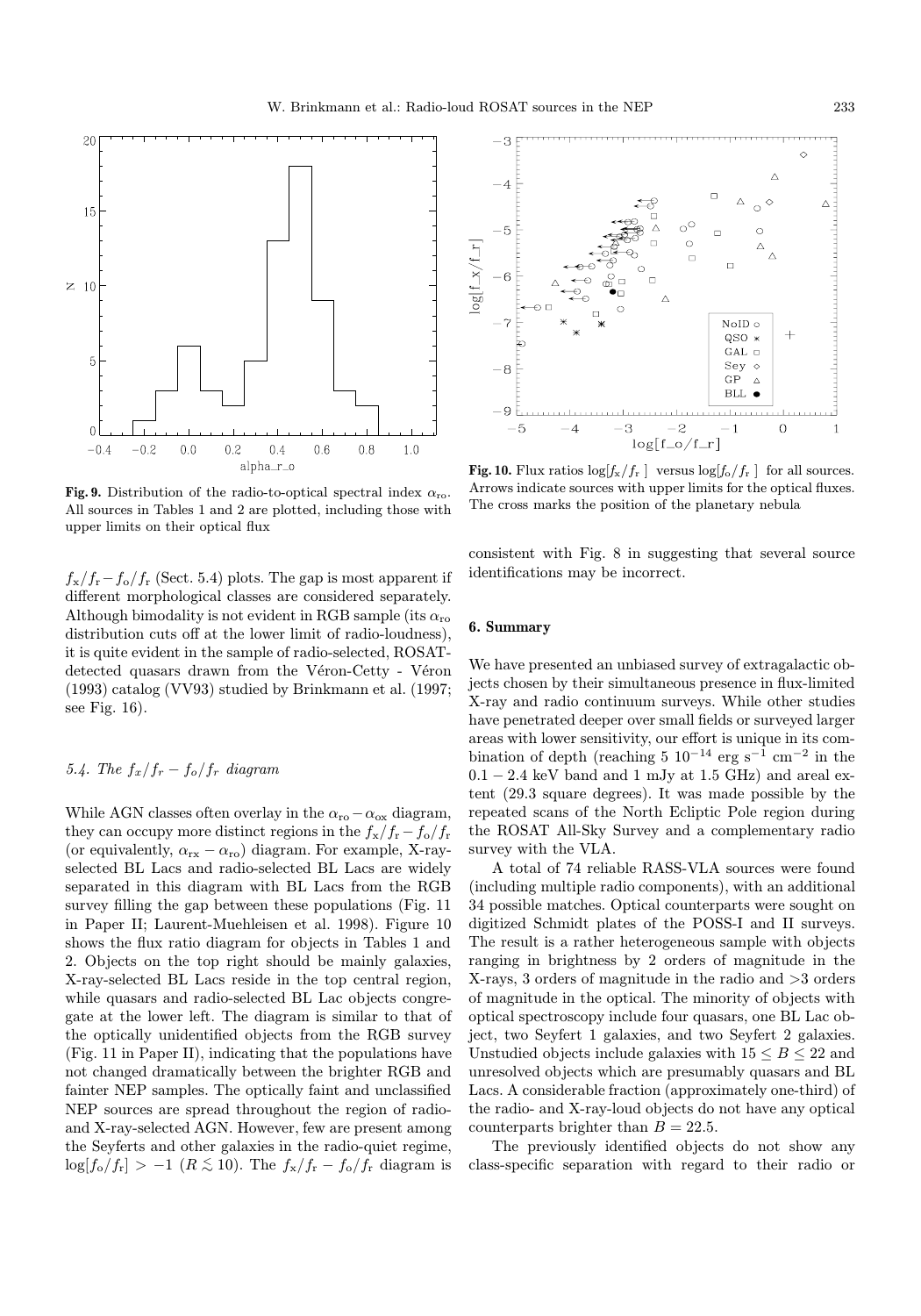**Fig. 9.** Distribution of the radio-to-optical spectral index $\alpha_{\rm ro}$. All sources in Tables 1 and 2 are plotted, including those with upper limits on their optical flux

**Fig. 10.** Flux ratios $\log[f_{\rm x}/f_{\rm r}]$ versus $\log[f_{\rm o}/f_{\rm r}]$ for all sources. Arrows indicate sources with upper limits for the optical fluxes. The cross marks the position of the planetary nebula

$f_{\rm x}/f_{\rm r} - f_{\rm o}/f_{\rm r}$ (Sect. 5.4) plots. The gap is most apparent if different morphological classes are considered separately. Although bimodality is not evident in RGB sample (its $\alpha_{\rm ro}$ distribution cuts off at the lower limit of radio-loudness), it is quite evident in the sample of radio-selected, ROSAT-detected quasars drawn from the Véron-Cetty - Véron (1993) catalog (VV93) studied by Brinkmann et al. (1997; see Fig. 16).

### *5.4. The $f_x/f_r - f_o/f_r$ diagram*

While AGN classes often overlay in the $\alpha_{\rm ro} - \alpha_{\rm ox}$ diagram, they can occupy more distinct regions in the $f_{\rm x}/f_{\rm r} - f_{\rm o}/f_{\rm r}$ (or equivalently, $\alpha_{\rm rx} - \alpha_{\rm ro}$) diagram. For example, X-ray-selected BL Lacs and radio-selected BL Lacs are widely separated in this diagram with BL Lacs from the RGB survey filling the gap between these populations (Fig. 11 in Paper II; Laurent-Muehleisen et al. 1998). Figure 10 shows the flux ratio diagram for objects in Tables 1 and 2. Objects on the top right should be mainly galaxies, X-ray-selected BL Lacs reside in the top central region, while quasars and radio-selected BL Lac objects congregate at the lower left. The diagram is similar to that of the optically unidentified objects from the RGB survey (Fig. 11 in Paper II), indicating that the populations have not changed dramatically between the brighter RGB and fainter NEP samples. The optically faint and unclassified NEP sources are spread throughout the region of radio- and X-ray-selected AGN. However, few are present among the Seyferts and other galaxies in the radio-quiet regime, $\log[f_{\rm o}/f_{\rm r}] > -1$ ($R \lesssim 10$). The $f_{\rm x}/f_{\rm r} - f_{\rm o}/f_{\rm r}$ diagram is consistent with Fig. 8 in suggesting that several source identifications may be incorrect.

## 6. Summary

We have presented an unbiased survey of extragalactic objects chosen by their simultaneous presence in flux-limited X-ray and radio continuum surveys. While other studies have penetrated deeper over small fields or surveyed larger areas with lower sensitivity, our effort is unique in its combination of depth (reaching $5\ 10^{-14}$ erg s$^{-1}$ cm$^{-2}$ in the $0.1 - 2.4$ keV band and 1 mJy at 1.5 GHz) and areal extent (29.3 square degrees). It was made possible by the repeated scans of the North Ecliptic Pole region during the ROSAT All-Sky Survey and a complementary radio survey with the VLA.

A total of 74 reliable RASS-VLA sources were found (including multiple radio components), with an additional 34 possible matches. Optical counterparts were sought on digitized Schmidt plates of the POSS-I and II surveys. The result is a rather heterogeneous sample with objects ranging in brightness by 2 orders of magnitude in the X-rays, 3 orders of magnitude in the radio and >3 orders of magnitude in the optical. The minority of objects with optical spectroscopy include four quasars, one BL Lac object, two Seyfert 1 galaxies, and two Seyfert 2 galaxies. Unstudied objects include galaxies with $15 \leq B \leq 22$ and unresolved objects which are presumably quasars and BL Lacs. A considerable fraction (approximately one-third) of the radio- and X-ray-loud objects do not have any optical counterparts brighter than $B = 22.5$.

The previously identified objects do not show any class-specific separation with regard to their radio or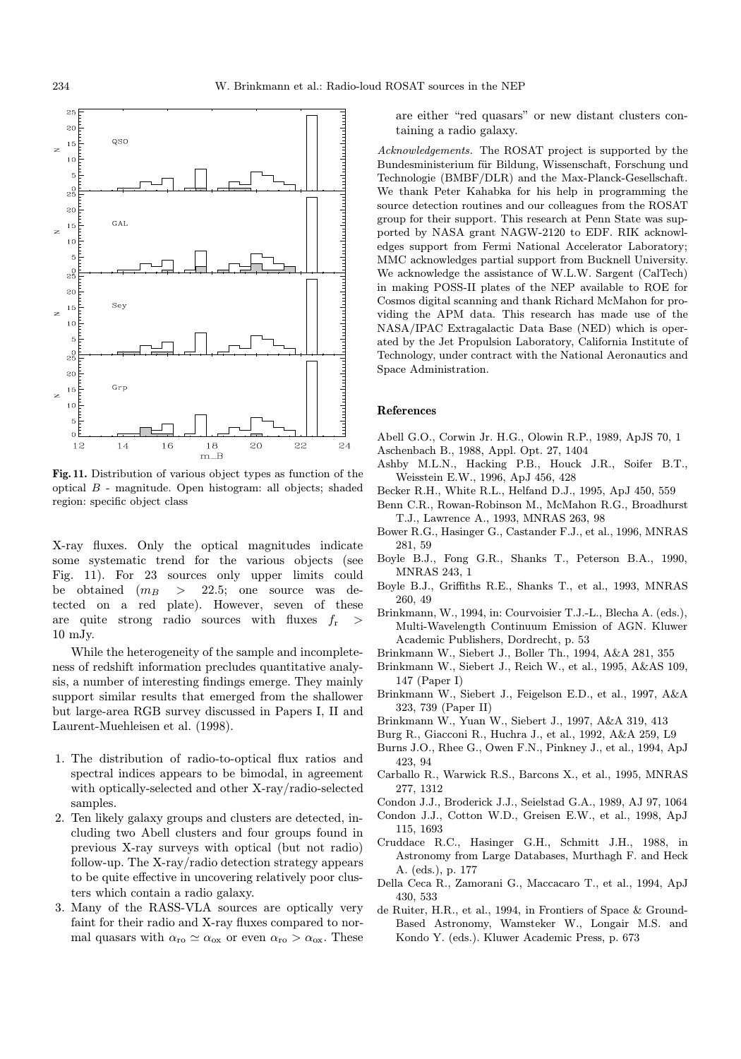**Fig. 11.** Distribution of various object types as function of the optical $B$ - magnitude. Open histogram: all objects; shaded region: specific object class

X-ray fluxes. Only the optical magnitudes indicate some systematic trend for the various objects (see Fig. 11). For 23 sources only upper limits could be obtained ($m_B > 22.5$; one source was detected on a red plate). However, seven of these are quite strong radio sources with fluxes $f_{\rm r} > 10$ mJy.

While the heterogeneity of the sample and incompleteness of redshift information precludes quantitative analysis, a number of interesting findings emerge. They mainly support similar results that emerged from the shallower but large-area RGB survey discussed in Papers I, II and Laurent-Muehleisen et al. (1998).

1. The distribution of radio-to-optical flux ratios and spectral indices appears to be bimodal, in agreement with optically-selected and other X-ray/radio-selected samples.
2. Ten likely galaxy groups and clusters are detected, including two Abell clusters and four groups found in previous X-ray surveys with optical (but not radio) follow-up. The X-ray/radio detection strategy appears to be quite effective in uncovering relatively poor clusters which contain a radio galaxy.
3. Many of the RASS-VLA sources are optically very faint for their radio and X-ray fluxes compared to normal quasars with $\alpha_{\rm ro} \simeq \alpha_{\rm ox}$ or even $\alpha_{\rm ro} > \alpha_{\rm ox}$. These are either "red quasars" or new distant clusters containing a radio galaxy.

*Acknowledgements.* The ROSAT project is supported by the Bundesministerium für Bildung, Wissenschaft, Forschung und Technologie (BMBF/DLR) and the Max-Planck-Gesellschaft. We thank Peter Kahabka for his help in programming the source detection routines and our colleagues from the ROSAT group for their support. This research at Penn State was supported by NASA grant NAGW-2120 to EDF. RIK acknowledges support from Fermi National Accelerator Laboratory; MMC acknowledges partial support from Bucknell University. We acknowledge the assistance of W.L.W. Sargent (CalTech) in making POSS-II plates of the NEP available to ROE for Cosmos digital scanning and thank Richard McMahon for providing the APM data. This research has made use of the NASA/IPAC Extragalactic Data Base (NED) which is operated by the Jet Propulsion Laboratory, California Institute of Technology, under contract with the National Aeronautics and Space Administration.

## References

Abell G.O., Corwin Jr. H.G., Olowin R.P., 1989, ApJS 70, 1

Aschenbach B., 1988, Appl. Opt. 27, 1404

Ashby M.L.N., Hacking P.B., Houck J.R., Soifer B.T., Weisstein E.W., 1996, ApJ 456, 428

Becker R.H., White R.L., Helfand D.J., 1995, ApJ 450, 559

Benn C.R., Rowan-Robinson M., McMahon R.G., Broadhurst T.J., Lawrence A., 1993, MNRAS 263, 98

Bower R.G., Hasinger G., Castander F.J., et al., 1996, MNRAS 281, 59

Boyle B.J., Fong G.R., Shanks T., Peterson B.A., 1990, MNRAS 243, 1

Boyle B.J., Griffiths R.E., Shanks T., et al., 1993, MNRAS 260, 49

Brinkmann, W., 1994, in: Courvoisier T.J.-L., Blecha A. (eds.), Multi-Wavelength Continuum Emission of AGN. Kluwer Academic Publishers, Dordrecht, p. 53

Brinkmann W., Siebert J., Boller Th., 1994, A&A 281, 355

Brinkmann W., Siebert J., Reich W., et al., 1995, A&AS 109, 147 (Paper I)

Brinkmann W., Siebert J., Feigelson E.D., et al., 1997, A&A 323, 739 (Paper II)

Brinkmann W., Yuan W., Siebert J., 1997, A&A 319, 413

Burg R., Giacconi R., Huchra J., et al., 1992, A&A 259, L9

Burns J.O., Rhee G., Owen F.N., Pinkney J., et al., 1994, ApJ 423, 94

Carballo R., Warwick R.S., Barcons X., et al., 1995, MNRAS 277, 1312

Condon J.J., Broderick J.J., Seielstad G.A., 1989, AJ 97, 1064

Condon J.J., Cotton W.D., Greisen E.W., et al., 1998, ApJ 115, 1693

Cruddace R.C., Hasinger G.H., Schmitt J.H., 1988, in Astronomy from Large Databases, Murthagh F. and Heck A. (eds.), p. 177

Della Ceca R., Zamorani G., Maccacaro T., et al., 1994, ApJ 430, 533

de Ruiter, H.R., et al., 1994, in Frontiers of Space & Ground-Based Astronomy, Wamsteker W., Longair M.S. and Kondo Y. (eds.). Kluwer Academic Press, p. 673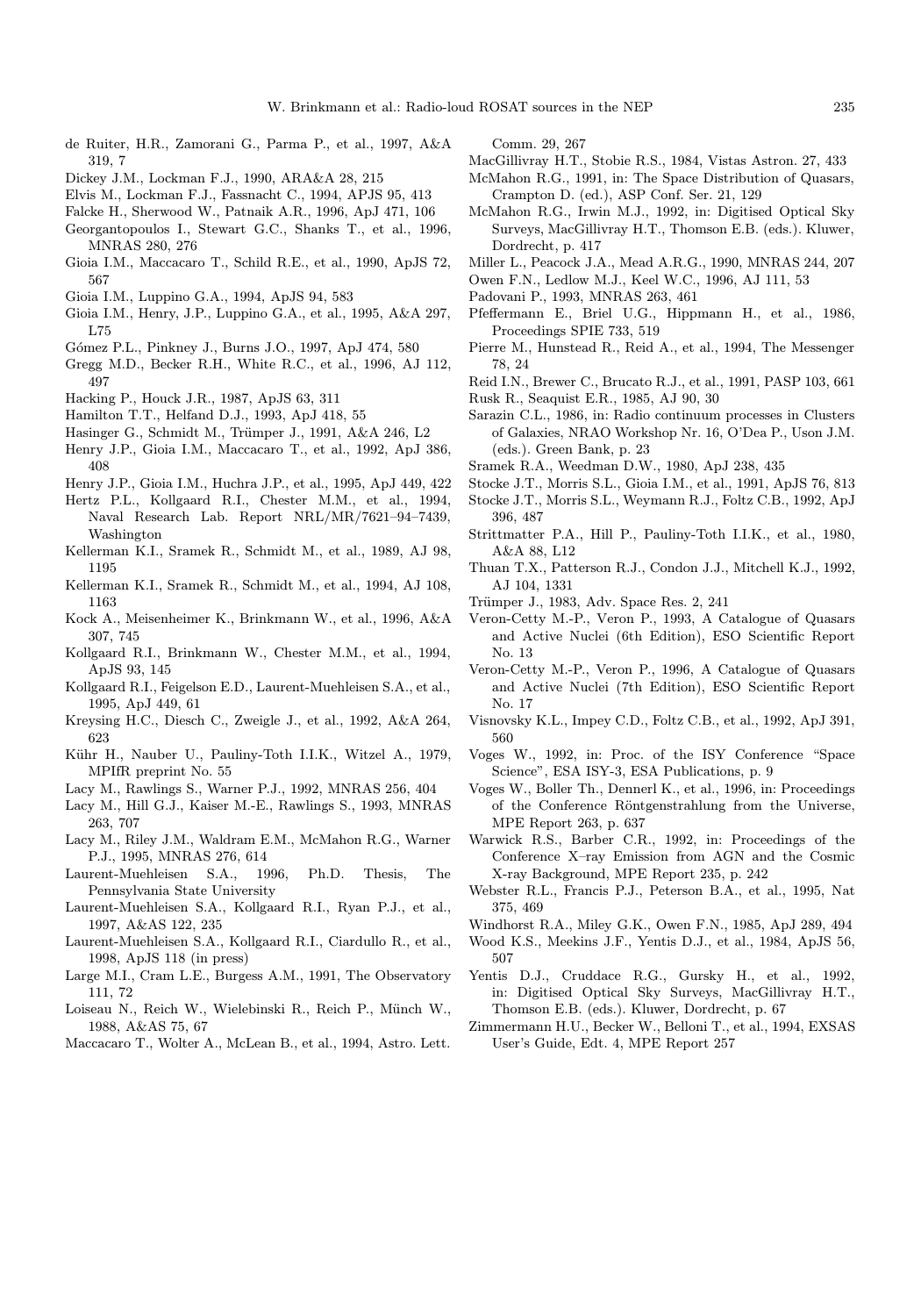de Ruiter, H.R., Zamorani G., Parma P., et al., 1997, A&A 319, 7

Dickey J.M., Lockman F.J., 1990, ARA&A 28, 215

Elvis M., Lockman F.J., Fassnacht C., 1994, APJS 95, 413

Falcke H., Sherwood W., Patnaik A.R., 1996, ApJ 471, 106

Georgantopoulos I., Stewart G.C., Shanks T., et al., 1996, MNRAS 280, 276

Gioia I.M., Maccacaro T., Schild R.E., et al., 1990, ApJS 72, 567

Gioia I.M., Luppino G.A., 1994, ApJS 94, 583

Gioia I.M., Henry, J.P., Luppino G.A., et al., 1995, A&A 297, L75

Gómez P.L., Pinkney J., Burns J.O., 1997, ApJ 474, 580

Gregg M.D., Becker R.H., White R.C., et al., 1996, AJ 112, 497

Hacking P., Houck J.R., 1987, ApJS 63, 311

Hamilton T.T., Helfand D.J., 1993, ApJ 418, 55

Hasinger G., Schmidt M., Trümper J., 1991, A&A 246, L2

Henry J.P., Gioia I.M., Maccacaro T., et al., 1992, ApJ 386, 408

Henry J.P., Gioia I.M., Huchra J.P., et al., 1995, ApJ 449, 422

Hertz P.L., Kollgaard R.I., Chester M.M., et al., 1994, Naval Research Lab. Report NRL/MR/7621–94–7439, Washington

Kellerman K.I., Sramek R., Schmidt M., et al., 1989, AJ 98, 1195

Kellerman K.I., Sramek R., Schmidt M., et al., 1994, AJ 108, 1163

Kock A., Meisenheimer K., Brinkmann W., et al., 1996, A&A 307, 745

Kollgaard R.I., Brinkmann W., Chester M.M., et al., 1994, ApJS 93, 145

Kollgaard R.I., Feigelson E.D., Laurent-Muehleisen S.A., et al., 1995, ApJ 449, 61

Kreysing H.C., Diesch C., Zweigle J., et al., 1992, A&A 264, 623

Kühr H., Nauber U., Pauliny-Toth I.I.K., Witzel A., 1979, MPIfR preprint No. 55

Lacy M., Rawlings S., Warner P.J., 1992, MNRAS 256, 404

Lacy M., Hill G.J., Kaiser M.-E., Rawlings S., 1993, MNRAS 263, 707

Lacy M., Riley J.M., Waldram E.M., McMahon R.G., Warner P.J., 1995, MNRAS 276, 614

Laurent-Muehleisen S.A., 1996, Ph.D. Thesis, The Pennsylvania State University

Laurent-Muehleisen S.A., Kollgaard R.I., Ryan P.J., et al., 1997, A&AS 122, 235

Laurent-Muehleisen S.A., Kollgaard R.I., Ciardullo R., et al., 1998, ApJS 118 (in press)

Large M.I., Cram L.E., Burgess A.M., 1991, The Observatory 111, 72

Loiseau N., Reich W., Wielebinski R., Reich P., Münch W., 1988, A&AS 75, 67

Maccacaro T., Wolter A., McLean B., et al., 1994, Astro. Lett. Comm. 29, 267

MacGillivray H.T., Stobie R.S., 1984, Vistas Astron. 27, 433

McMahon R.G., 1991, in: The Space Distribution of Quasars, Crampton D. (ed.), ASP Conf. Ser. 21, 129

McMahon R.G., Irwin M.J., 1992, in: Digitised Optical Sky Surveys, MacGillivray H.T., Thomson E.B. (eds.). Kluwer, Dordrecht, p. 417

Miller L., Peacock J.A., Mead A.R.G., 1990, MNRAS 244, 207

Owen F.N., Ledlow M.J., Keel W.C., 1996, AJ 111, 53

Padovani P., 1993, MNRAS 263, 461

Pfeffermann E., Briel U.G., Hippmann H., et al., 1986, Proceedings SPIE 733, 519

Pierre M., Hunstead R., Reid A., et al., 1994, The Messenger 78, 24

Reid I.N., Brewer C., Brucato R.J., et al., 1991, PASP 103, 661

Rusk R., Seaquist E.R., 1985, AJ 90, 30

Sarazin C.L., 1986, in: Radio continuum processes in Clusters of Galaxies, NRAO Workshop Nr. 16, O'Dea P., Uson J.M. (eds.). Green Bank, p. 23

Sramek R.A., Weedman D.W., 1980, ApJ 238, 435

Stocke J.T., Morris S.L., Gioia I.M., et al., 1991, ApJS 76, 813

Stocke J.T., Morris S.L., Weymann R.J., Foltz C.B., 1992, ApJ 396, 487

Strittmatter P.A., Hill P., Pauliny-Toth I.I.K., et al., 1980, A&A 88, L12

Thuan T.X., Patterson R.J., Condon J.J., Mitchell K.J., 1992, AJ 104, 1331

Trümper J., 1983, Adv. Space Res. 2, 241

Veron-Cetty M.-P., Veron P., 1993, A Catalogue of Quasars and Active Nuclei (6th Edition), ESO Scientific Report No. 13

Veron-Cetty M.-P., Veron P., 1996, A Catalogue of Quasars and Active Nuclei (7th Edition), ESO Scientific Report No. 17

Visnovsky K.L., Impey C.D., Foltz C.B., et al., 1992, ApJ 391, 560

Voges W., 1992, in: Proc. of the ISY Conference "Space Science", ESA ISY-3, ESA Publications, p. 9

Voges W., Boller Th., Dennerl K., et al., 1996, in: Proceedings of the Conference Röntgenstrahlung from the Universe, MPE Report 263, p. 637

Warwick R.S., Barber C.R., 1992, in: Proceedings of the Conference X–ray Emission from AGN and the Cosmic X-ray Background, MPE Report 235, p. 242

Webster R.L., Francis P.J., Peterson B.A., et al., 1995, Nat 375, 469

Windhorst R.A., Miley G.K., Owen F.N., 1985, ApJ 289, 494

Wood K.S., Meekins J.F., Yentis D.J., et al., 1984, ApJS 56, 507

Yentis D.J., Cruddace R.G., Gursky H., et al., 1992, in: Digitised Optical Sky Surveys, MacGillivray H.T., Thomson E.B. (eds.). Kluwer, Dordrecht, p. 67

Zimmermann H.U., Becker W., Belloni T., et al., 1994, EXSAS User's Guide, Edt. 4, MPE Report 257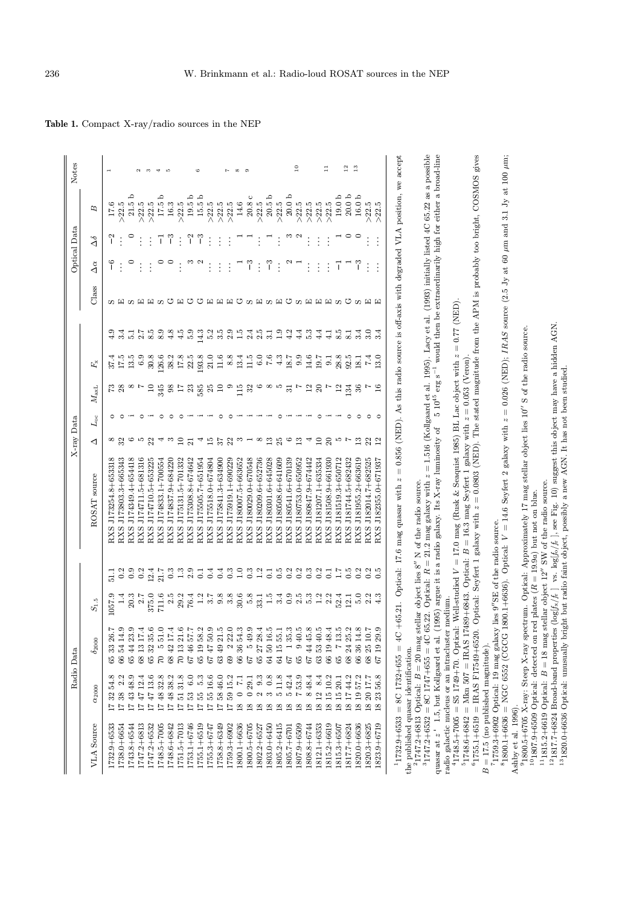**Table 1.** Compact X-ray/radio sources in the NEP

| Radio Data | | | | | X-ray Data | | | | | | Optical Data | | | | Notes |
|---|---|---|---|---|---|---|---|---|---|---|---|---|---|---|---|
| VLA Source | $\alpha_{2000}$ | $\delta_{2000}$ | $S_{1.5}$ | | ROSAT source | $\Delta$ | $L_{\rm oc}$ | $M_{\rm axL}$ | $F_{\rm x}$ | | Class | $\Delta\alpha$ | $\Delta\delta$ | $B$ | |
| 1732.9+6533 | 17 32 54.8 | 65 33 26.7 | 1057.9 | 51.1 | RXS J173254.8+653318 | 8 | o | 73 | 37.4 | 4.9 | S | −6 | −2 | 17.6 | 1 |
| 1738.0+6654 | 17 38 2.2 | 66 54 14.9 | 1.4 | 0.2 | RXS J173803.3+665343 | 32 | o | 28 | 17.5 | 3.4 | E | ... | ... | >22.5 | |
| 1743.8+6544 | 17 43 48.9 | 65 44 23.9 | 20.3 | 0.9 | RXS J174349.4+654418 | 6 | i | 8 | 13.5 | 5.1 | S | 0 | 0 | 21.5 b | |
| 1747.2+6813 | 17 47 12.4 | 68 13 17.4 | 2.7 | 0.2 | RXS J174711.5+681316 | 5 | o | 7 | 6.9 | 2.7 | E | ... | ... | >22.5 | 2 |
| 1747.2+6532 | 17 47 13.6 | 65 32 35.6 | 375.0 | 12.4 | RXS J174710.5+653225 | 22 | i | 10 | 30.8 | 8.5 | E | ... | ... | >22.5 | 3 |
| 1748.5+7005 | 17 48 32.8 | 70 5 51.0 | 711.6 | 21.7 | RXS J174833.1+700554 | 4 | o | 345 | 126.6 | 8.9 | S | 0 | −1 | 17.5 b | 4 |
| 1748.6+6842 | 17 48 38.2 | 68 42 17.4 | 2.5 | 0.3 | RXS J174837.9+684220 | 3 | o | 98 | 38.2 | 4.8 | G | 0 | −3 | 16.3 | 5 |
| 1751.5+7013 | 17 51 31.8 | 70 13 21.6 | 29.2 | 1.3 | RXS J175131.5+701332 | 10 | o | 17 | 17.8 | 4.5 | E | ... | ... | >22.5 | |
| 1753.1+6746 | 17 53 6.0 | 67 46 57.7 | 76.4 | 2.9 | RXS J175308.8+674642 | 21 | i | 23 | 22.5 | 5.9 | G | 3 | −2 | 19.5 b | |
| 1755.1+6519 | 17 55 5.3 | 65 19 58.2 | 1.2 | 0.1 | RXS J175505.7+651954 | 4 | i | 585 | 193.8 | 14.3 | G | 2 | −3 | 15.5 b | 6 |
| 1755.3+6747 | 17 55 16.6 | 67 47 50.9 | 3.7 | 0.4 | RXS J175518.0+674804 | 15 | i | 25 | 21.0 | 5.2 | E | ... | ... | >22.5 | |
| 1758.8+6349 | 17 58 46.0 | 63 49 21.5 | 9.8 | 0.4 | RXS J175841.3+634900 | 37 | o | 10 | 11.6 | 3.5 | E | ... | ... | >22.5 | |
| 1759.3+6902 | 17 59 15.2 | 69 2 22.0 | 3.8 | 0.3 | RXS J175919.1+690229 | 22 | o | 9 | 8.8 | 2.9 | E | ... | ... | >22.5 | 7 |
| 1800.1+6636 | 18 0 7.1 | 66 36 54.3 | 30.6 | 1.0 | RXS J180007.5+663652 | 3 | i | 115 | 13.4 | 1.5 | G | 1 | 1 | 14.6 | 8 |
| 1800.5+6705 | 18 0 29.1 | 67 5 49.9 | 5.8 | 0.3 | RXS J180029.0+670548 | 1 | i | 32 | 11.5 | 2.4 | S | −3 | 1 | 20.8 c | 9 |
| 1802.2+6527 | 18 2 9.3 | 65 27 28.4 | 33.1 | 1.2 | RXS J180209.6+652736 | 8 | i | 6 | 6.0 | 2.5 | E | ... | ... | >22.5 | |
| 1803.0+6450 | 18 3 0.8 | 64 50 16.5 | 1.5 | 0.1 | RXS J180301.6+645028 | 13 | i | 8 | 7.6 | 3.1 | S | −3 | 1 | 20.5 b | |
| 1805.2+6415 | 18 5 11.8 | 64 15 55.1 | 3.4 | 0.5 | RXS J180508.6+641609 | 25 | o | 5 | 4.3 | 1.9 | E | ... | ... | >22.5 | |
| 1805.7+6701 | 18 5 42.4 | 67 1 35.3 | 0.9 | 0.2 | RXS J180541.6+670139 | 6 | i | 31 | 18.7 | 4.2 | G | 2 | 3 | 20.0 b | |
| 1807.9+6509 | 18 7 53.9 | 65 9 40.5 | 2.5 | 0.2 | RXS J180753.0+650952 | 13 | i | 7 | 9.9 | 4.4 | S | 1 | 2 | >22.5 | 10 |
| 1808.8+6744 | 18 8 48.4 | 67 44 45.8 | 5.3 | 0.3 | RXS J180847.9+674442 | 4 | i | 12 | 14.6 | 5.3 | E | ... | ... | >22.5 | |
| 1812.1+6353 | 18 12 8.4 | 63 53 40.5 | 1.2 | 0.2 | RXS J181207.1+635334 | 10 | o | 20 | 19.7 | 4.4 | E | ... | ... | >22.5 | |
| 1815.2+6619 | 18 15 10.2 | 66 19 48.4 | 2.2 | 0.1 | RXS J181508.9+661930 | 20 | i | 7 | 9.1 | 4.1 | E | ... | ... | >22.5 | 11 |
| 1815.3+6507 | 18 15 20.1 | 65 7 13.5 | 52.4 | 1.7 | RXS J181519.3+650712 | 5 | i | 12 | 28.8 | 8.5 | S | −1 | 1 | 19.0 b | |
| 1817.7+6824 | 18 17 44.2 | 68 24 25.2 | 12.1 | 0.5 | RXS J181744.5+682432 | 7 | o | 134 | 92.5 | 8.1 | G | 1 | 0 | 20.0 b | 12 |
| 1820.0+6636 | 18 19 57.2 | 66 36 14.8 | 5.0 | 0.2 | RXS J181955.2+663619 | 13 | o | 36 | 18.1 | 3.4 | S | −3 | 0 | 16.0 b | 13 |
| 1820.3+6825 | 18 20 17.7 | 68 25 10.7 | 2.2 | 0.2 | RXS J182014.7+682525 | 22 | o | 7 | 7.4 | 3.0 | E | ... | ... | >22.5 | |
| 1823.9+6719 | 18 23 56.8 | 67 19 29.9 | 4.3 | 0.5 | RXS J182355.0+671937 | 12 | o | 16 | 13.0 | 3.4 | E | ... | ... | >22.5 | |

[1]1732.9+6533 = 8C 1732+655 = 4C +65.21. Optical: 17.6 mag quasar with $z = 0.856$ (NED). As this radio source is off-axis with degraded VLA position, we accept the published quasar identification.

[2]1747.2+6813 Optical: $B = 20$ mag stellar object lies 8″ N of the radio source.

[3]1747.2+6532 = 8C 1747+655 = 4C 65.22. Optical: $R = 21.2$ mag galaxy with $z = 1.516$ (Kollgaard et al. 1995). Lacy et al. (1993) initially listed 4C 65.22 as a possible quasar at $z' \sim 1.5$, but Kollgaard et al. (1995) argue it is a radio galaxy. Its X-ray luminosity of $\sim 5\,10^{45}$ erg s$^{-1}$ would then be extraordinarily high for either a broad-line radio galactic nucleus or an intracluster medium.

[4]1748.5+7005 = S5 1749+70. Optical: Well-studied $V = 17.0$ mag (Rusk & Seaquist 1985) BL Lac object with $z = 0.77$ (NED).

[5]1748.6+6842 = Mkn 507 = IRAS 17489+6843. Optical: $B = 16.3$ mag Seyfert 1 galaxy with $z = 0.053$ (Veron).

[6]1755.1+6519 = IRAS F17549+6520. Optical: Seyfert 1 galaxy with $z = 0.0803$ (NED). The stated magnitude from the APM is probably too bright, COSMOS gives $B = 17.5$ (no published magnitude).

[7]1759.3+6902 Optical: 19 mag galaxy lies 9″SE of the radio source.

[8]1800.1+6636 = NGC 6552 (CGCG 1800.1+6636). Optical: $V = 14.6$ Seyfert 2 galaxy with $z = 0.026$ (NED); *IRAS* source (2.5 Jy at 60 μm and 3.1 Jy at 100 μm; Ashby et al. 1996).

[9]1800.5+6705 X-ray: Steep X-ray spectrum. Optical: Approximately 17 mag stellar object lies 10″ S of the radio source.

[10]1807.9+6509 Optical: detected on red plates ($R = 19.9a$) but not on blue.

[11]1815.2+6619 Optical: $B = 18$ mag stellar object 12″ SW of the radio source.

[12]1817.7+6824 Broad-band properties ($\log[f_{\rm x}/f_{\rm r}]$ vs. $\log[f_{\rm o}/f_{\rm r}]$, see Fig. 10) suggest this object may have a hidden AGN.

[13]1820.0+6636 Optical: unusually bright but radio faint object, possibly a new AGN. It has not been studied.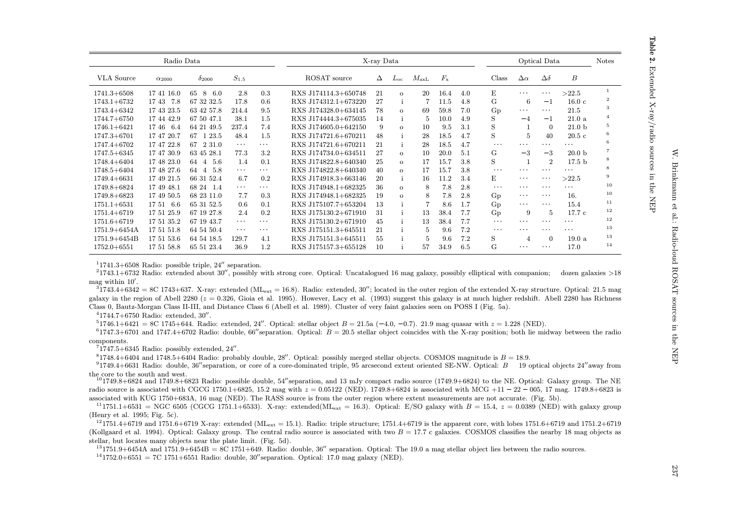**Table 2.** Extended X-ray/radio sources in the NEP

| Radio Data | | | | | X-ray Data | | | | | | Optical Data | | | | Notes |
|---|---|---|---|---|---|---|---|---|---|---|---|---|---|---|---|
| VLA Source | $\alpha_{2000}$ | $\delta_{2000}$ | $S_{1.5}$ | | ROSAT source | $\Delta$ | $L_{\rm oc}$ | $M_{\rm axL}$ | $F_{\rm x}$ | | Class | $\Delta\alpha$ | $\Delta\delta$ | $B$ | |
| 1741.3+6508 | 17 41 16.0 | 65 8 6.0 | 2.8 | 0.3 | RXS J174114.3+650748 | 21 | o | 20 | 16.4 | 4.0 | E | ··· | ··· | >22.5 | 1 |
| 1743.1+6732 | 17 43 7.8 | 67 32 32.5 | 17.8 | 0.6 | RXS J174312.1+673220 | 27 | i | 7 | 11.5 | 4.8 | G | 6 | −1 | 16.0 c | 2 |
| 1743.4+6342 | 17 43 23.5 | 63 42 57.8 | 214.4 | 9.5 | RXS J174328.0+634145 | 78 | o | 69 | 59.8 | 7.0 | Gp | ··· | ··· | 21.5 | 3 |
| 1744.7+6750 | 17 44 42.9 | 67 50 47.1 | 38.1 | 1.5 | RXS J174444.3+675035 | 14 | i | 5 | 10.0 | 4.9 | S | −4 | −1 | 21.0 a | 4 |
| 1746.1+6421 | 17 46 6.4 | 64 21 49.5 | 237.4 | 7.4 | RXS J174605.0+642150 | 9 | o | 10 | 9.5 | 3.1 | S | 1 | 0 | 21.0 b | 5 |
| 1747.3+6701 | 17 47 20.7 | 67 1 23.5 | 48.4 | 1.5 | RXS J174721.6+670211 | 48 | i | 28 | 18.5 | 4.7 | S | 5 | 40 | 20.5 c | 6 |
| 1747.4+6702 | 17 47 22.8 | 67 2 31.0 | ··· | ··· | RXS J174721.6+670211 | 21 | i | 28 | 18.5 | 4.7 | ··· | ··· | ··· | ··· | 6 |
| 1747.5+6345 | 17 47 30.9 | 63 45 28.1 | 77.3 | 3.2 | RXS J174734.0+634511 | 27 | o | 10 | 20.0 | 5.1 | G | −3 | −3 | 20.0 b | 7 |
| 1748.4+6404 | 17 48 23.0 | 64 4 5.6 | 1.4 | 0.1 | RXS J174822.8+640340 | 25 | o | 17 | 15.7 | 3.8 | S | 1 | 2 | 17.5 b | 8 |
| 1748.5+6404 | 17 48 27.6 | 64 4 5.8 | ··· | ··· | RXS J174822.8+640340 | 40 | o | 17 | 15.7 | 3.8 | ··· | ··· | ··· | ··· | 8 |
| 1749.4+6631 | 17 49 21.5 | 66 31 52.4 | 6.7 | 0.2 | RXS J174918.3+663146 | 20 | i | 16 | 11.2 | 3.4 | E | ··· | ··· | >22.5 | 9 |
| 1749.8+6824 | 17 49 48.1 | 68 24 1.4 | ··· | ··· | RXS J174948.1+682325 | 36 | o | 8 | 7.8 | 2.8 | ··· | ··· | ··· | ··· | 10 |
| 1749.8+6823 | 17 49 50.5 | 68 23 11.0 | 7.7 | 0.3 | RXS J174948.1+682325 | 19 | o | 8 | 7.8 | 2.8 | Gp | ··· | ··· | 16. | 10 |
| 1751.1+6531 | 17 51 6.6 | 65 31 52.5 | 0.6 | 0.1 | RXS J175107.7+653204 | 13 | i | 7 | 8.6 | 1.7 | Gp | ··· | ··· | 15.4 | 11 |
| 1751.4+6719 | 17 51 25.9 | 67 19 27.8 | 2.4 | 0.2 | RXS J175130.2+671910 | 31 | i | 13 | 38.4 | 7.7 | Gp | 9 | 5 | 17.7 c | 12 |
| 1751.6+6719 | 17 51 35.2 | 67 19 43.7 | ··· | ··· | RXS J175130.2+671910 | 45 | i | 13 | 38.4 | 7.7 | ··· | ··· | ··· | ··· | 12 |
| 1751.9+6454A | 17 51 51.8 | 64 54 50.4 | ··· | ··· | RXS J175151.3+645511 | 21 | i | 5 | 9.6 | 7.2 | ··· | ··· | ··· | ··· | 13 |
| 1751.9+6454B | 17 51 53.6 | 64 54 18.5 | 129.7 | 4.1 | RXS J175151.3+645511 | 55 | i | 5 | 9.6 | 7.2 | S | 4 | 0 | 19.0 a | 13 |
| 1752.0+6551 | 17 51 58.8 | 65 51 23.4 | 36.9 | 1.2 | RXS J175157.3+655128 | 10 | i | 57 | 34.9 | 6.5 | G | ··· | ··· | 17.0 | 14 |

[1] 1741.3+6508 Radio: possible triple, 24″ separation.

[2] 1743.1+6732 Radio: extended about 30″, possibly with strong core. Optical: Uncatalogued 16 mag galaxy, possibly elliptical with companion; dozen galaxies >18 mag within 10′.

[3] 1743.4+6342 = 8C 1743+637. X-ray: extended ($\mathrm{ML_{ext}} = 16.8$). Radio: extended, 30″; located in the outer region of the extended X-ray structure. Optical: 21.5 mag galaxy in the region of Abell 2280 ($z = 0.326$, Gioia et al. 1995). However, Lacy et al. (1993) suggest this galaxy is at much higher redshift. Abell 2280 has Richness Class 0, Bautz-Morgan Class II-III, and Distance Class 6 (Abell et al. 1989). Cluster of very faint galaxies seen on POSS I (Fig. 5a).

[4] 1744.7+6750 Radio: extended, 30″.

[5] 1746.1+6421 = 8C 1745+644. Radio: extended, 24″. Optical: stellar object $B = 21.5$a (−4.0, −0.7). 21.9 mag quasar with $z = 1.228$ (NED).

[6] 1747.3+6701 and 1747.4+6702 Radio: double, 66″separation. Optical: $B = 20.5$ stellar object coincides with the X-ray position; both lie midway between the radio components.

[7] 1747.5+6345 Radio: possibly extended, 24″.

[8] 1748.4+6404 and 1748.5+6404 Radio: probably double, 28″. Optical: possibly merged stellar objects. COSMOS magnitude is $B = 18.9$.

[9] 1749.4+6631 Radio: double, 36″separation, or core of a core-dominated triple, 95 arcsecond extent oriented SE-NW. Optical: $B$ 19 optical objects 24″away from the core to the south and west.

[10] 1749.8+6824 and 1749.8+6823 Radio: possible double, 54″separation, and 13 mJy compact radio source (1749.9+6824) to the NE. Optical: Galaxy group. The NE radio source is associated with CGCG 1750.1+6825, 15.2 mag with $z = 0.05122$ (NED). 1749.8+6824 is associated with MCG +11 − 22 − 005, 17 mag. 1749.8+6823 is associated with KUG 1750+683A, 16 mag (NED). The RASS source is from the outer region where extent measurements are not accurate. (Fig. 5b).

[11] 1751.1+6531 = NGC 6505 (CGCG 1751.1+6533). X-ray: extended($\mathrm{ML_{ext}} = 16.3$). Optical: E/SO galaxy with $B = 15.4$, $z = 0.0389$ (NED) with galaxy group (Henry et al. 1995; Fig. 5c).

[12] 1751.4+6719 and 1751.6+6719 X-ray: extended ($\mathrm{ML_{ext}} = 15.1$). Radio: triple structure; 1751.4+6719 is the apparent core, with lobes 1751.6+6719 and 1751.2+6719 (Kollgaard et al. 1994). Optical: Galaxy group. The central radio source is associated with two $B = 17.7$ c galaxies. COSMOS classifies the nearby 18 mag objects as stellar, but locates many objects near the plate limit. (Fig. 5d).

[13] 1751.9+6454A and 1751.9+6454B = 8C 1751+649. Radio: double, 36″ separation. Optical: The 19.0 a mag stellar object lies between the radio sources.

[14] 1752.0+6551 = 7C 1751+6551 Radio: double, 30″separation. Optical: 17.0 mag galaxy (NED).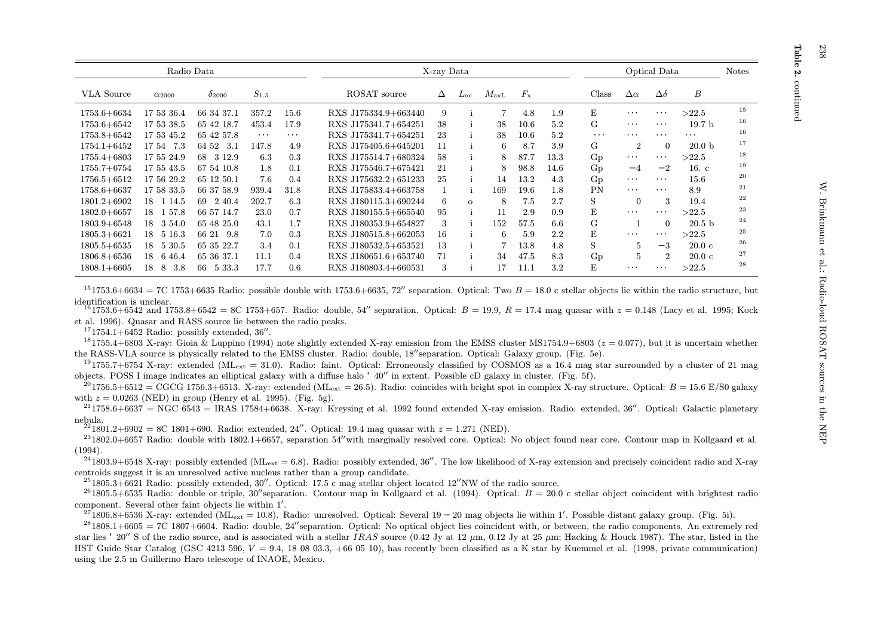**Table 2.** continued

| Radio Data | | | | | X-ray Data | | | | | | Optical Data | | | | Notes |
|---|---|---|---|---|---|---|---|---|---|---|---|---|---|---|---|
| VLA Source | $\alpha_{2000}$ | $\delta_{2000}$ | $S_{1.5}$ | | ROSAT source | $\Delta$ | $L_{\rm oc}$ | $M_{\rm axL}$ | $F_{\rm x}$ | | Class | $\Delta\alpha$ | $\Delta\delta$ | $B$ | |
| 1753.6+6634 | 17 53 36.4 | 66 34 37.1 | 357.2 | 15.6 | RXS J175334.9+663440 | 9 | i | 7 | 4.8 | 1.9 | E | ··· | ··· | >22.5 | 15 |
| 1753.6+6542 | 17 53 38.5 | 65 42 18.7 | 453.4 | 17.9 | RXS J175341.7+654251 | 38 | i | 38 | 10.6 | 5.2 | G | ··· | ··· | 19.7 b | 16 |
| 1753.8+6542 | 17 53 45.2 | 65 42 57.8 | ··· | ··· | RXS J175341.7+654251 | 23 | i | 38 | 10.6 | 5.2 | ··· | ··· | ··· | ··· | 16 |
| 1754.1+6452 | 17 54 7.3 | 64 52 3.1 | 147.8 | 4.9 | RXS J175405.6+645201 | 11 | i | 6 | 8.7 | 3.9 | G | 2 | 0 | 20.0 b | 17 |
| 1755.4+6803 | 17 55 24.9 | 68 3 12.9 | 6.3 | 0.3 | RXS J175514.7+680324 | 58 | i | 8 | 87.7 | 13.3 | Gp | ··· | ··· | >22.5 | 18 |
| 1755.7+6754 | 17 55 43.5 | 67 54 10.8 | 1.8 | 0.1 | RXS J175546.7+675421 | 21 | i | 8 | 98.8 | 14.6 | Gp | −4 | −2 | 16. c | 19 |
| 1756.5+6512 | 17 56 29.2 | 65 12 50.1 | 7.6 | 0.4 | RXS J175632.2+651233 | 25 | i | 14 | 13.2 | 4.3 | Gp | ··· | ··· | 15.6 | 20 |
| 1758.6+6637 | 17 58 33.5 | 66 37 58.9 | 939.4 | 31.8 | RXS J175833.4+663758 | 1 | i | 169 | 19.6 | 1.8 | PN | ··· | ··· | 8.9 | 21 |
| 1801.2+6902 | 18 1 14.5 | 69 2 40.4 | 202.7 | 6.3 | RXS J180115.3+690244 | 6 | o | 8 | 7.5 | 2.7 | S | 0 | 3 | 19.4 | 22 |
| 1802.0+6657 | 18 1 57.8 | 66 57 14.7 | 23.0 | 0.7 | RXS J180155.5+665540 | 95 | i | 11 | 2.9 | 0.9 | E | ··· | ··· | >22.5 | 23 |
| 1803.9+6548 | 18 3 54.0 | 65 48 25.0 | 43.1 | 1.7 | RXS J180353.9+654827 | 3 | i | 152 | 57.5 | 6.6 | G | 1 | 0 | 20.5 b | 24 |
| 1805.3+6621 | 18 5 16.3 | 66 21 9.8 | 7.0 | 0.3 | RXS J180515.8+662053 | 16 | i | 6 | 5.9 | 2.2 | E | ··· | ··· | >22.5 | 25 |
| 1805.5+6535 | 18 5 30.5 | 65 35 22.7 | 3.4 | 0.1 | RXS J180532.5+653521 | 13 | i | 7 | 13.8 | 4.8 | S | 5 | −3 | 20.0 c | 26 |
| 1806.8+6536 | 18 6 46.4 | 65 36 37.1 | 11.1 | 0.4 | RXS J180651.6+653740 | 71 | i | 34 | 47.5 | 8.3 | Gp | 5 | 2 | 20.0 c | 27 |
| 1808.1+6605 | 18 8 3.8 | 66 5 33.3 | 17.7 | 0.6 | RXS J180803.4+660531 | 3 | i | 17 | 11.1 | 3.2 | E | ··· | ··· | >22.5 | 28 |

[15] 1753.6+6634 = 7C 1753+6635 Radio: possible double with 1753.6+6635, 72″ separation. Optical: Two $B = 18.0$ c stellar objects lie within the radio structure, but identification is unclear.

[16] 1753.6+6542 and 1753.8+6542 = 8C 1753+657. Radio: double, 54″ separation. Optical: $B = 19.9$, $R = 17.4$ mag quasar with $z = 0.148$ (Lacy et al. 1995; Kock et al. 1996). Quasar and RASS source lie between the radio peaks.

[17] 1754.1+6452 Radio: possibly extended, 36″.

[18] 1755.4+6803 X-ray: Gioia & Luppino (1994) note slightly extended X-ray emission from the EMSS cluster MS1754.9+6803 ($z = 0.077$), but it is uncertain whether the RASS-VLA source is physically related to the EMSS cluster. Radio: double, 18″separation. Optical: Galaxy group. (Fig. 5e).

[19] 1755.7+6754 X-ray: extended ($\mathrm{ML_{ext}} = 31.0$). Radio: faint. Optical: Erroneously classified by COSMOS as a 16.4 mag star surrounded by a cluster of 21 mag objects. POSS I image indicates an elliptical galaxy with a diffuse halo ' 40″ in extent. Possible cD galaxy in cluster. (Fig. 5f).

[20] 1756.5+6512 = CGCG 1756.3+6513. X-ray: extended ($\mathrm{ML_{ext}} = 26.5$). Radio: coincides with bright spot in complex X-ray structure. Optical: $B = 15.6$ E/S0 galaxy with $z = 0.0263$ (NED) in group (Henry et al. 1995). (Fig. 5g).

[21] 1758.6+6637 = NGC 6543 = IRAS 17584+6638. X-ray: Kreysing et al. 1992 found extended X-ray emission. Radio: extended, 36″. Optical: Galactic planetary nebula.

[22] 1801.2+6902 = 8C 1801+690. Radio: extended, 24″. Optical: 19.4 mag quasar with $z = 1.271$ (NED).

[23] 1802.0+6657 Radio: double with 1802.1+6657, separation 54″with marginally resolved core. Optical: No object found near core. Contour map in Kollgaard et al. (1994).

[24] 1803.9+6548 X-ray: possibly extended ($\mathrm{ML_{ext}} = 6.8$). Radio: possibly extended, 36″. The low likelihood of X-ray extension and precisely coincident radio and X-ray centroids suggest it is an unresolved active nucleus rather than a group candidate.

[25] 1805.3+6621 Radio: possibly extended, 30″. Optical: 17.5 c mag stellar object located 12″NW of the radio source.

[26] 1805.5+6535 Radio: double or triple, 30″separation. Contour map in Kollgaard et al. (1994). Optical: $B = 20.0$ c stellar object coincident with brightest radio component. Several other faint objects lie within 1′.

[27] 1806.8+6536 X-ray: extended ($\mathrm{ML_{ext}} = 10.8$). Radio: unresolved. Optical: Several 19 − 20 mag objects lie within 1′. Possible distant galaxy group. (Fig. 5i).

[28] 1808.1+6605 = 7C 1807+6604. Radio: double, 24″separation. Optical: No optical object lies coincident with, or between, the radio components. An extremely red star lies ' 20″ S of the radio source, and is associated with a stellar *IRAS* source (0.42 Jy at 12 μm, 0.12 Jy at 25 μm; Hacking & Houck 1987). The star, listed in the HST Guide Star Catalog (GSC 4213 596, $V = 9.4$, 18 08 03.3, +66 05 10), has recently been classified as a K star by Kuemmel et al. (1998, private communication) using the 2.5 m Guillermo Haro telescope of INAOE, Mexico.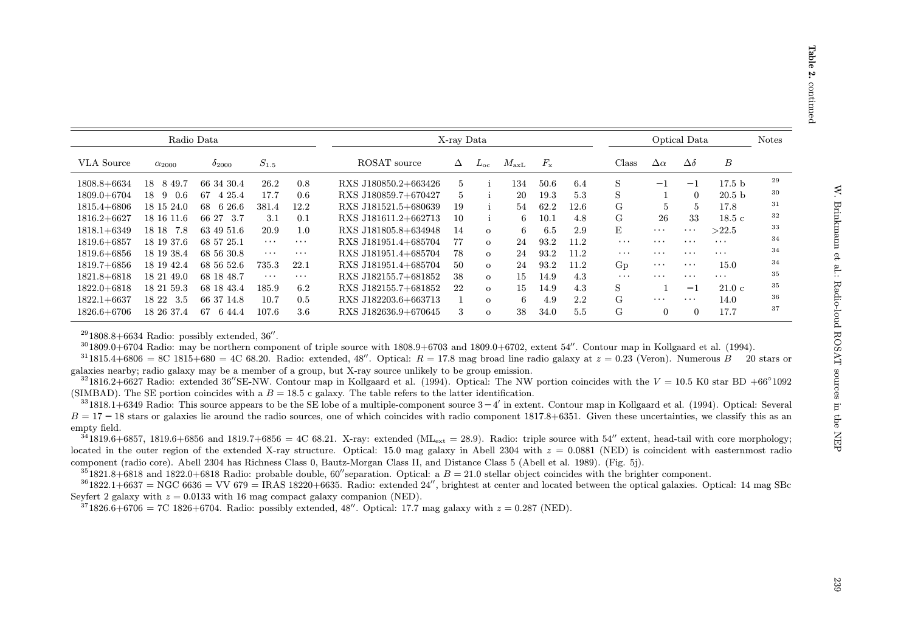**Table 2.** continued

| Radio Data | | | | | X-ray Data | | | | | | Optical Data | | | | Notes |
|---|---|---|---|---|---|---|---|---|---|---|---|---|---|---|---|
| VLA Source | $\alpha_{2000}$ | $\delta_{2000}$ | $S_{1.5}$ | | ROSAT source | $\Delta$ | $L_{\rm oc}$ | $M_{\rm axL}$ | $F_{\rm x}$ | | Class | $\Delta\alpha$ | $\Delta\delta$ | $B$ | |
| 1808.8+6634 | 18 8 49.7 | 66 34 30.4 | 26.2 | 0.8 | RXS J180850.2+663426 | 5 | i | 134 | 50.6 | 6.4 | S | −1 | −1 | 17.5 b | 29 |
| 1809.0+6704 | 18 9 0.6 | 67 4 25.4 | 17.7 | 0.6 | RXS J180859.7+670427 | 5 | i | 20 | 19.3 | 5.3 | S | 1 | 0 | 20.5 b | 30 |
| 1815.4+6806 | 18 15 24.0 | 68 6 26.6 | 381.4 | 12.2 | RXS J181521.5+680639 | 19 | i | 54 | 62.2 | 12.6 | G | 5 | 5 | 17.8 | 31 |
| 1816.2+6627 | 18 16 11.6 | 66 27 3.7 | 3.1 | 0.1 | RXS J181611.2+662713 | 10 | i | 6 | 10.1 | 4.8 | G | 26 | 33 | 18.5 c | 32 |
| 1818.1+6349 | 18 18 7.8 | 63 49 51.6 | 20.9 | 1.0 | RXS J181805.8+634948 | 14 | o | 6 | 6.5 | 2.9 | E | ··· | ··· | >22.5 | 33 |
| 1819.6+6857 | 18 19 37.6 | 68 57 25.1 | ··· | ··· | RXS J181951.4+685704 | 77 | o | 24 | 93.2 | 11.2 | ··· | ··· | ··· | ··· | 34 |
| 1819.6+6856 | 18 19 38.4 | 68 56 30.8 | ··· | ··· | RXS J181951.4+685704 | 78 | o | 24 | 93.2 | 11.2 | ··· | ··· | ··· | ··· | 34 |
| 1819.7+6856 | 18 19 42.4 | 68 56 52.6 | 735.3 | 22.1 | RXS J181951.4+685704 | 50 | o | 24 | 93.2 | 11.2 | Gp | ··· | ··· | 15.0 | 34 |
| 1821.8+6818 | 18 21 49.0 | 68 18 48.7 | ··· | ··· | RXS J182155.7+681852 | 38 | o | 15 | 14.9 | 4.3 | ··· | ··· | ··· | ··· | 35 |
| 1822.0+6818 | 18 21 59.3 | 68 18 43.4 | 185.9 | 6.2 | RXS J182155.7+681852 | 22 | o | 15 | 14.9 | 4.3 | S | 1 | −1 | 21.0 c | 35 |
| 1822.1+6637 | 18 22 3.5 | 66 37 14.8 | 10.7 | 0.5 | RXS J182203.6+663713 | 1 | o | 6 | 4.9 | 2.2 | G | ··· | ··· | 14.0 | 36 |
| 1826.6+6706 | 18 26 37.4 | 67 6 44.4 | 107.6 | 3.6 | RXS J182636.9+670645 | 3 | o | 38 | 34.0 | 5.5 | G | 0 | 0 | 17.7 | 37 |

[29] 1808.8+6634 Radio: possibly extended, 36″.

[30] 1809.0+6704 Radio: may be northern component of triple source with 1808.9+6703 and 1809.0+6702, extent 54″. Contour map in Kollgaard et al. (1994).

[31] 1815.4+6806 = 8C 1815+680 = 4C 68.20. Radio: extended, 48″. Optical: $R = 17.8$ mag broad line radio galaxy at $z = 0.23$ (Veron). Numerous $B$ 20 stars or galaxies nearby; radio galaxy may be a member of a group, but X-ray source unlikely to be group emission.

[32] 1816.2+6627 Radio: extended 36″SE-NW. Contour map in Kollgaard et al. (1994). Optical: The NW portion coincides with the $V = 10.5$ K0 star BD $+66^{\circ}1092$ (SIMBAD). The SE portion coincides with a $B = 18.5$ c galaxy. The table refers to the latter identification.

[33] 1818.1+6349 Radio: This source appears to be the SE lobe of a multiple-component source $3-4'$ in extent. Contour map in Kollgaard et al. (1994). Optical: Several $B = 17-18$ stars or galaxies lie around the radio sources, one of which coincides with radio component 1817.8+6351. Given these uncertainties, we classify this as an empty field.

[34] 1819.6+6857, 1819.6+6856 and 1819.7+6856 = 4C 68.21. X-ray: extended ($\mathrm{ML_{ext}} = 28.9$). Radio: triple source with 54″ extent, head-tail with core morphology; located in the outer region of the extended X-ray structure. Optical: 15.0 mag galaxy in Abell 2304 with $z = 0.0881$ (NED) is coincident with easternmost radio component (radio core). Abell 2304 has Richness Class 0, Bautz-Morgan Class II, and Distance Class 5 (Abell et al. 1989). (Fig. 5j).

[35] 1821.8+6818 and 1822.0+6818 Radio: probable double, 60″separation. Optical: a $B = 21.0$ stellar object coincides with the brighter component.

[36] 1822.1+6637 = NGC 6636 = VV 679 = IRAS 18220+6635. Radio: extended 24″, brightest at center and located between the optical galaxies. Optical: 14 mag SBc Seyfert 2 galaxy with $z = 0.0133$ with 16 mag compact galaxy companion (NED).

[37] 1826.6+6706 = 7C 1826+6704. Radio: possibly extended, 48″. Optical: 17.7 mag galaxy with $z = 0.287$ (NED).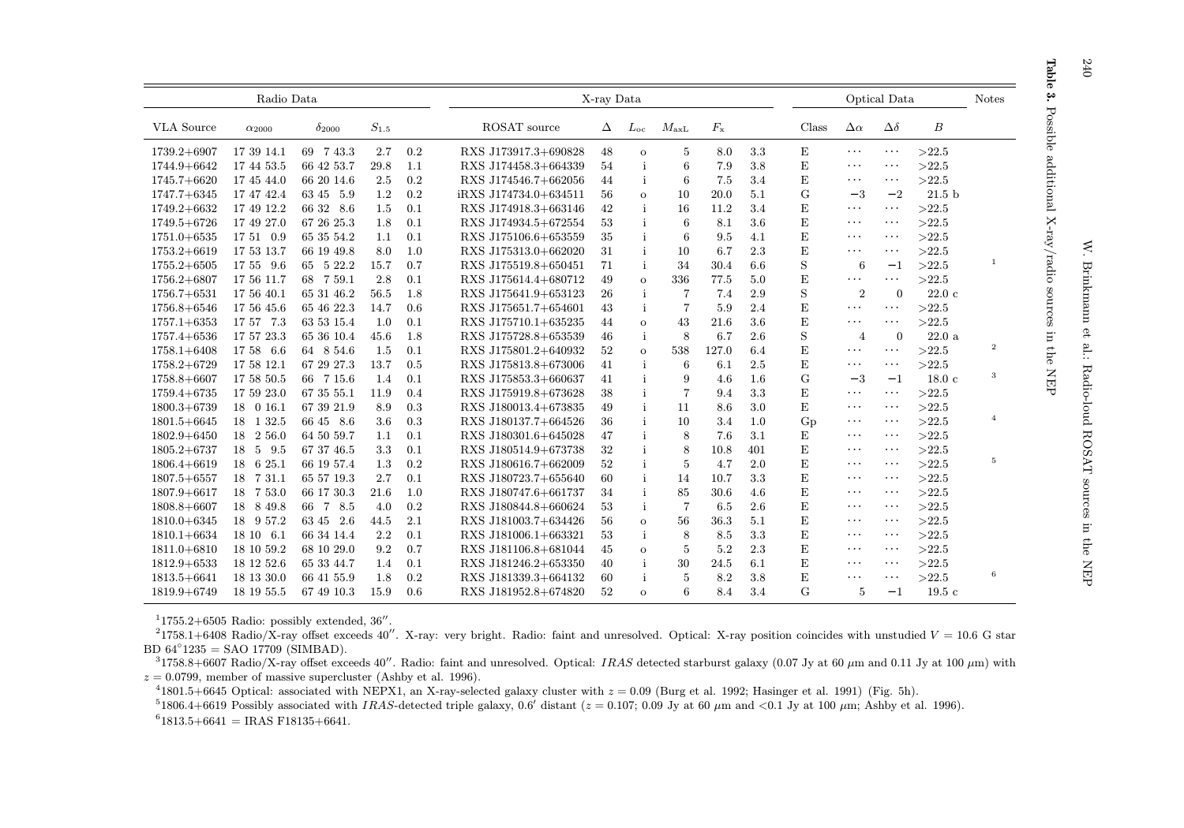**Table 3.** Possible additional X-ray/radio sources in the NEP

| Radio Data | | | | | X-ray Data | | | | | | Optical Data | | | | Notes |
|---|---|---|---|---|---|---|---|---|---|---|---|---|---|---|---|
| VLA Source | $\alpha_{2000}$ | $\delta_{2000}$ | $S_{1.5}$ | | ROSAT source | $\Delta$ | $L_{oc}$ | $M_{axL}$ | $F_x$ | | Class | $\Delta\alpha$ | $\Delta\delta$ | $B$ | |
| 1739.2+6907 | 17 39 14.1 | 69 7 43.3 | 2.7 | 0.2 | RXS J173917.3+690828 | 48 | o | 5 | 8.0 | 3.3 | E | ··· | ··· | >22.5 | |
| 1744.9+6642 | 17 44 53.5 | 66 42 53.7 | 29.8 | 1.1 | RXS J174458.3+664339 | 54 | i | 6 | 7.9 | 3.8 | E | ··· | ··· | >22.5 | |
| 1745.7+6620 | 17 45 44.0 | 66 20 14.6 | 2.5 | 0.2 | RXS J174546.7+662056 | 44 | i | 6 | 7.5 | 3.4 | E | ··· | ··· | >22.5 | |
| 1747.7+6345 | 17 47 42.4 | 63 45 5.9 | 1.2 | 0.2 | iRXS J174734.0+634511 | 56 | o | 10 | 20.0 | 5.1 | G | −3 | −2 | 21.5 b | |
| 1749.2+6632 | 17 49 12.2 | 66 32 8.6 | 1.5 | 0.1 | RXS J174918.3+663146 | 42 | i | 16 | 11.2 | 3.4 | E | ··· | ··· | >22.5 | |
| 1749.5+6726 | 17 49 27.0 | 67 26 25.3 | 1.8 | 0.1 | RXS J174934.5+672554 | 53 | i | 6 | 8.1 | 3.6 | E | ··· | ··· | >22.5 | |
| 1751.0+6535 | 17 51 0.9 | 65 35 54.2 | 1.1 | 0.1 | RXS J175106.6+653559 | 35 | i | 6 | 9.5 | 4.1 | E | ··· | ··· | >22.5 | |
| 1753.2+6619 | 17 53 13.7 | 66 19 49.8 | 8.0 | 1.0 | RXS J175313.0+662020 | 31 | i | 10 | 6.7 | 2.3 | E | ··· | ··· | >22.5 | |
| 1755.2+6505 | 17 55 9.6 | 65 5 22.2 | 15.7 | 0.7 | RXS J175519.8+650451 | 71 | i | 34 | 30.4 | 6.6 | S | 6 | −1 | >22.5 | 1 |
| 1756.2+6807 | 17 56 11.7 | 68 7 59.1 | 2.8 | 0.1 | RXS J175614.4+680712 | 49 | o | 336 | 77.5 | 5.0 | E | ··· | ··· | >22.5 | |
| 1756.7+6531 | 17 56 40.1 | 65 31 46.2 | 56.5 | 1.8 | RXS J175641.9+653123 | 26 | i | 7 | 7.4 | 2.9 | S | 2 | 0 | 22.0 c | |
| 1756.8+6546 | 17 56 45.6 | 65 46 22.3 | 14.7 | 0.6 | RXS J175651.7+654601 | 43 | i | 7 | 5.9 | 2.4 | E | ··· | ··· | >22.5 | |
| 1757.1+6353 | 17 57 7.3 | 63 53 15.4 | 1.0 | 0.1 | RXS J175710.1+635235 | 44 | o | 43 | 21.6 | 3.6 | E | ··· | ··· | >22.5 | |
| 1757.4+6536 | 17 57 23.3 | 65 36 10.4 | 45.6 | 1.8 | RXS J175728.8+653539 | 46 | i | 8 | 6.7 | 2.6 | S | 4 | 0 | 22.0 a | |
| 1758.1+6408 | 17 58 6.6 | 64 8 54.6 | 1.5 | 0.1 | RXS J175801.2+640932 | 52 | o | 538 | 127.0 | 6.4 | E | ··· | ··· | >22.5 | 2 |
| 1758.2+6729 | 17 58 12.1 | 67 29 27.3 | 13.7 | 0.5 | RXS J175813.8+673006 | 41 | i | 6 | 6.1 | 2.5 | E | ··· | ··· | >22.5 | |
| 1758.8+6607 | 17 58 50.5 | 66 7 15.6 | 1.4 | 0.1 | RXS J175853.3+660637 | 41 | i | 9 | 4.6 | 1.6 | G | −3 | −1 | 18.0 c | 3 |
| 1759.4+6735 | 17 59 23.0 | 67 35 55.1 | 11.9 | 0.4 | RXS J175919.8+673628 | 38 | i | 7 | 9.4 | 3.3 | E | ··· | ··· | >22.5 | |
| 1800.3+6739 | 18 0 16.1 | 67 39 21.9 | 8.9 | 0.3 | RXS J180013.4+673835 | 49 | i | 11 | 8.6 | 3.0 | E | ··· | ··· | >22.5 | |
| 1801.5+6645 | 18 1 32.5 | 66 45 8.6 | 3.6 | 0.3 | RXS J180137.7+664526 | 36 | i | 10 | 3.4 | 1.0 | Gp | ··· | ··· | >22.5 | 4 |
| 1802.9+6450 | 18 2 56.0 | 64 50 59.7 | 1.1 | 0.1 | RXS J180301.6+645028 | 47 | i | 8 | 7.6 | 3.1 | E | ··· | ··· | >22.5 | |
| 1805.2+6737 | 18 5 9.5 | 67 37 46.5 | 3.3 | 0.1 | RXS J180514.9+673738 | 32 | i | 8 | 10.8 | 401 | E | ··· | ··· | >22.5 | |
| 1806.4+6619 | 18 6 25.1 | 66 19 57.4 | 1.3 | 0.2 | RXS J180616.7+662009 | 52 | i | 5 | 4.7 | 2.0 | E | ··· | ··· | >22.5 | 5 |
| 1807.5+6557 | 18 7 31.1 | 65 57 19.3 | 2.7 | 0.1 | RXS J180723.7+655640 | 60 | i | 14 | 10.7 | 3.3 | E | ··· | ··· | >22.5 | |
| 1807.9+6617 | 18 7 53.0 | 66 17 30.3 | 21.6 | 1.0 | RXS J180747.6+661737 | 34 | i | 85 | 30.6 | 4.6 | E | ··· | ··· | >22.5 | |
| 1808.8+6607 | 18 8 49.8 | 66 7 8.5 | 4.0 | 0.2 | RXS J180844.8+660624 | 53 | i | 7 | 6.5 | 2.6 | E | ··· | ··· | >22.5 | |
| 1810.0+6345 | 18 9 57.2 | 63 45 2.6 | 44.5 | 2.1 | RXS J181003.7+634426 | 56 | o | 56 | 36.3 | 5.1 | E | ··· | ··· | >22.5 | |
| 1810.1+6634 | 18 10 6.1 | 66 34 14.4 | 2.2 | 0.1 | RXS J181006.1+663321 | 53 | i | 8 | 8.5 | 3.3 | E | ··· | ··· | >22.5 | |
| 1811.0+6810 | 18 10 59.2 | 68 10 29.0 | 9.2 | 0.7 | RXS J181106.8+681044 | 45 | o | 5 | 5.2 | 2.3 | E | ··· | ··· | >22.5 | |
| 1812.9+6533 | 18 12 52.6 | 65 33 44.7 | 1.4 | 0.1 | RXS J181246.2+653350 | 40 | i | 30 | 24.5 | 6.1 | E | ··· | ··· | >22.5 | |
| 1813.5+6641 | 18 13 30.0 | 66 41 55.9 | 1.8 | 0.2 | RXS J181339.3+664132 | 60 | i | 5 | 8.2 | 3.8 | E | ··· | ··· | >22.5 | 6 |
| 1819.9+6749 | 18 19 55.5 | 67 49 10.3 | 15.9 | 0.6 | RXS J181952.8+674820 | 52 | o | 6 | 8.4 | 3.4 | G | 5 | −1 | 19.5 c | |

[1] 1755.2+6505 Radio: possibly extended, 36″.

[2] 1758.1+6408 Radio/X-ray offset exceeds 40″. X-ray: very bright. Radio: faint and unresolved. Optical: X-ray position coincides with unstudied $V = 10.6$ G star BD 64°1235 = SAO 17709 (SIMBAD).

[3] 1758.8+6607 Radio/X-ray offset exceeds 40″. Radio: faint and unresolved. Optical: *IRAS* detected starburst galaxy (0.07 Jy at 60 μm and 0.11 Jy at 100 μm) with $z = 0.0799$, member of massive supercluster (Ashby et al. 1996).

[4] 1801.5+6645 Optical: associated with NEPX1, an X-ray-selected galaxy cluster with $z = 0.09$ (Burg et al. 1992; Hasinger et al. 1991) (Fig. 5h).

[5] 1806.4+6619 Possibly associated with *IRAS*-detected triple galaxy, 0.6′ distant ($z = 0.107$; 0.09 Jy at 60 μm and <0.1 Jy at 100 μm; Ashby et al. 1996).

[6] 1813.5+6641 = IRAS F18135+6641.